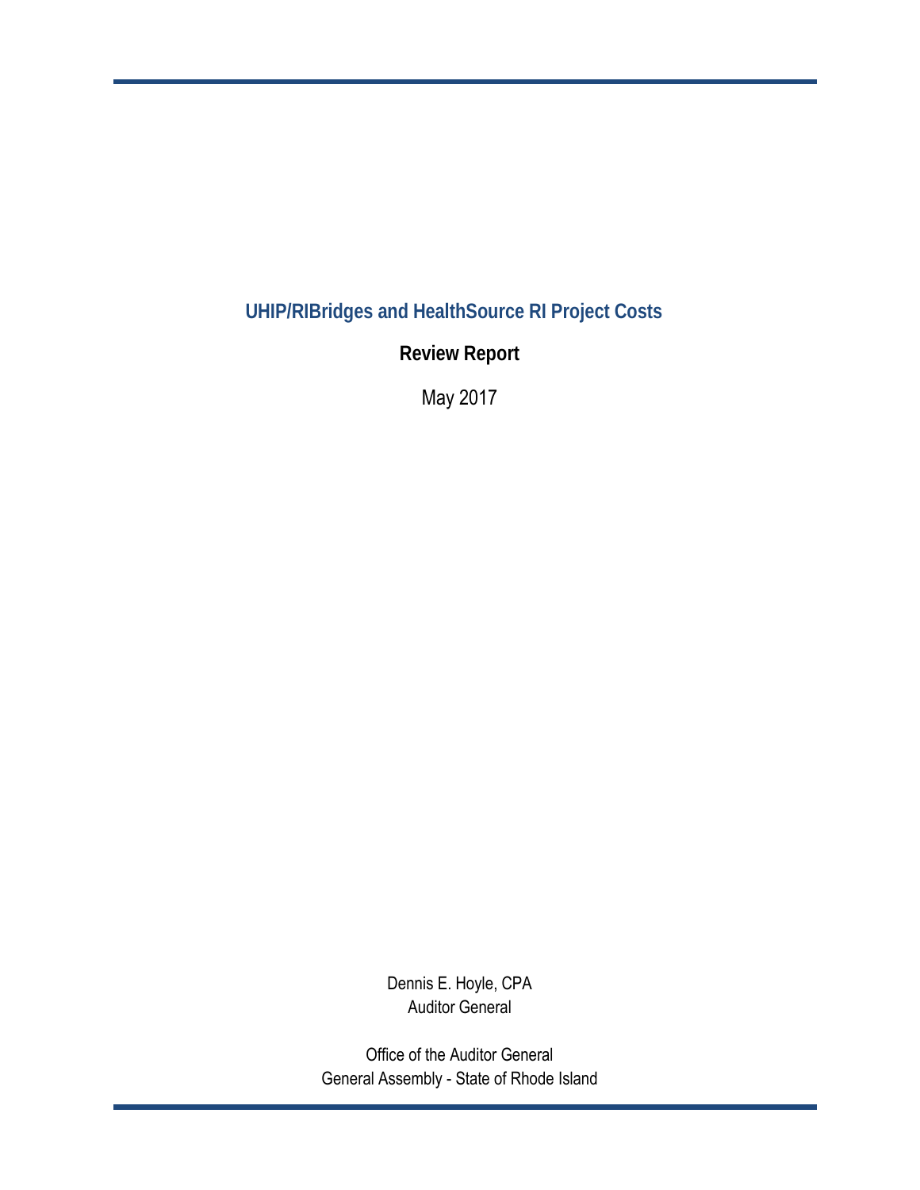# UHIP/RIBridges and HealthSource RI Project Costs

**Review Report**

May 2017

Dennis E. Hoyle, CPA
Auditor General

Office of the Auditor General
General Assembly - State of Rhode Island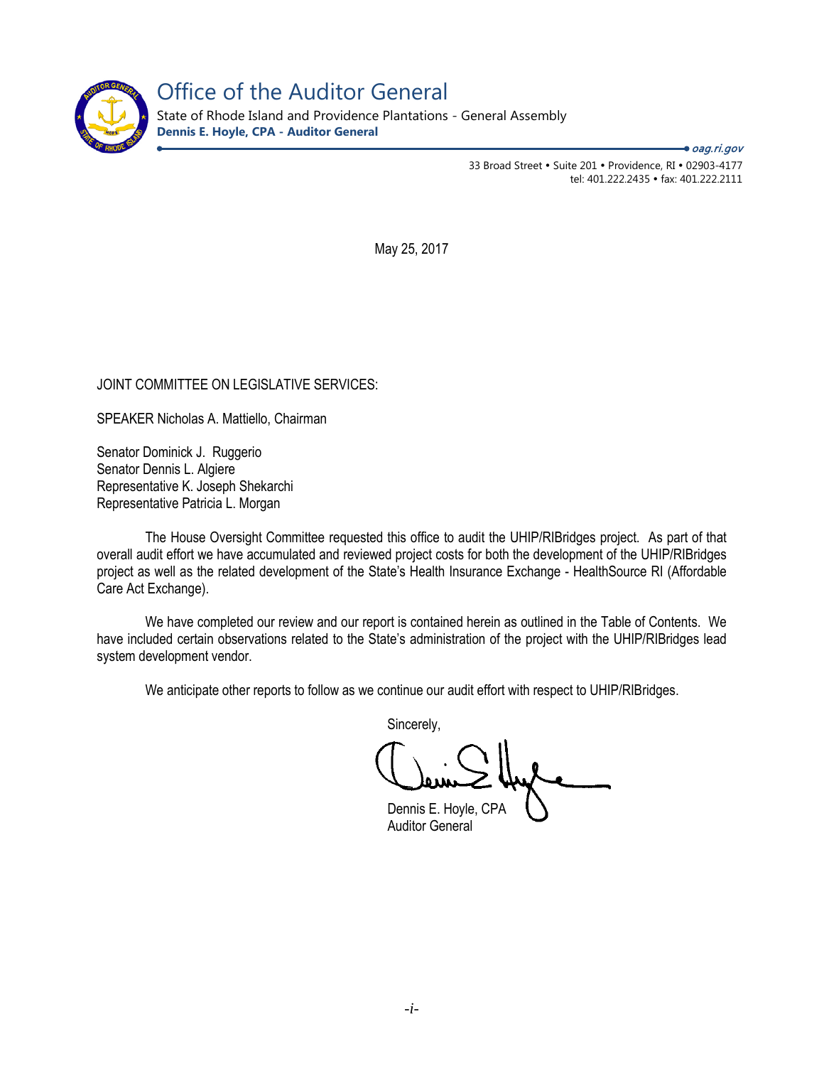# Office of the Auditor General

State of Rhode Island and Providence Plantations - General Assembly

**Dennis E. Hoyle, CPA - Auditor General**

*oag.ri.gov*

33 Broad Street • Suite 201 • Providence, RI • 02903-4177
tel: 401.222.2435 • fax: 401.222.2111

May 25, 2017

JOINT COMMITTEE ON LEGISLATIVE SERVICES:

SPEAKER Nicholas A. Mattiello, Chairman

Senator Dominick J. Ruggerio
Senator Dennis L. Algiere
Representative K. Joseph Shekarchi
Representative Patricia L. Morgan

The House Oversight Committee requested this office to audit the UHIP/RIBridges project. As part of that overall audit effort we have accumulated and reviewed project costs for both the development of the UHIP/RIBridges project as well as the related development of the State's Health Insurance Exchange - HealthSource RI (Affordable Care Act Exchange).

We have completed our review and our report is contained herein as outlined in the Table of Contents. We have included certain observations related to the State's administration of the project with the UHIP/RIBridges lead system development vendor.

We anticipate other reports to follow as we continue our audit effort with respect to UHIP/RIBridges.

Sincerely,

Dennis E. Hoyle, CPA
Auditor General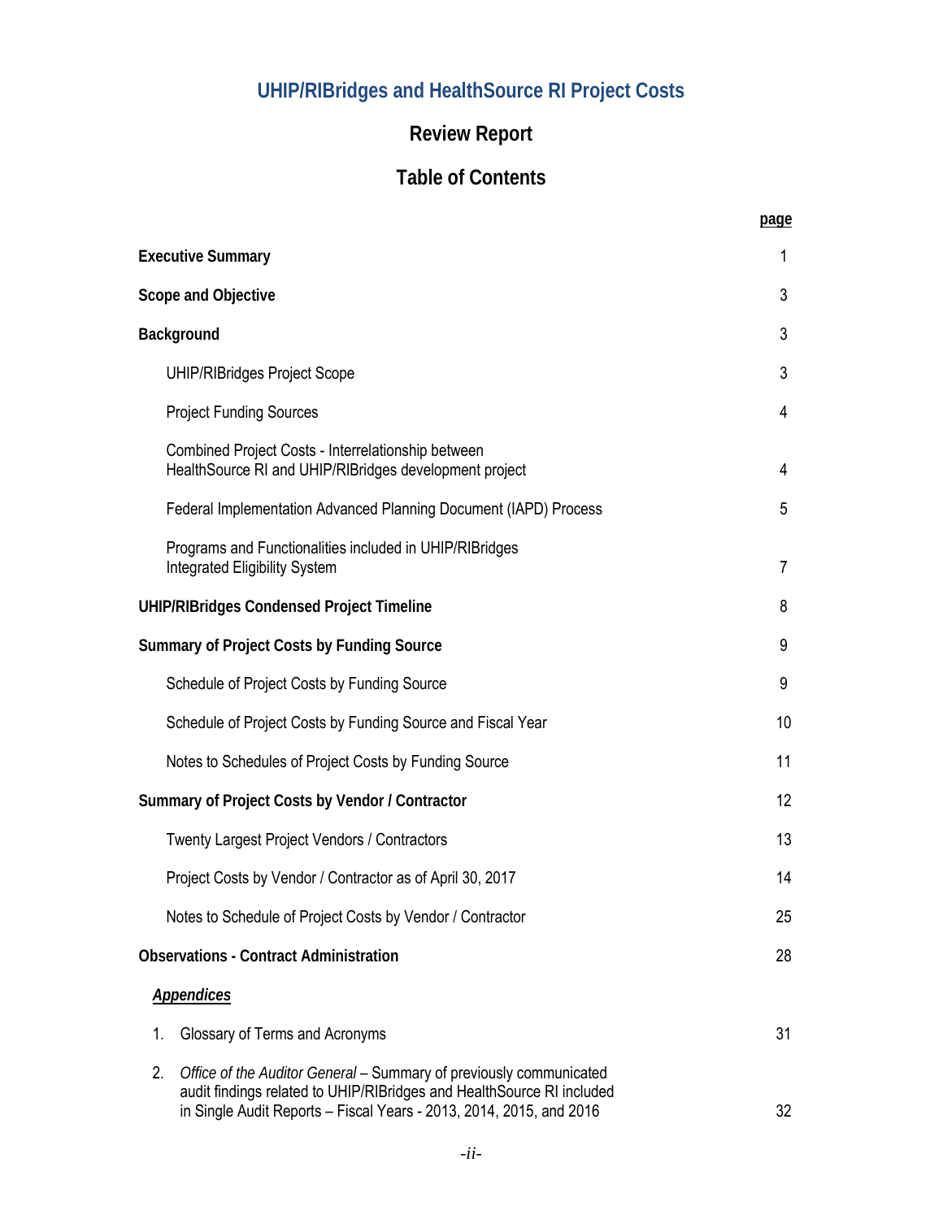# UHIP/RIBridges and HealthSource RI Project Costs

## Review Report

## Table of Contents

| | page |
|---|---|
| **Executive Summary** | 1 |
| **Scope and Objective** | 3 |
| **Background** | 3 |
| UHIP/RIBridges Project Scope | 3 |
| Project Funding Sources | 4 |
| Combined Project Costs - Interrelationship between HealthSource RI and UHIP/RIBridges development project | 4 |
| Federal Implementation Advanced Planning Document (IAPD) Process | 5 |
| Programs and Functionalities included in UHIP/RIBridges Integrated Eligibility System | 7 |
| **UHIP/RIBridges Condensed Project Timeline** | 8 |
| **Summary of Project Costs by Funding Source** | 9 |
| Schedule of Project Costs by Funding Source | 9 |
| Schedule of Project Costs by Funding Source and Fiscal Year | 10 |
| Notes to Schedules of Project Costs by Funding Source | 11 |
| **Summary of Project Costs by Vendor / Contractor** | 12 |
| Twenty Largest Project Vendors / Contractors | 13 |
| Project Costs by Vendor / Contractor as of April 30, 2017 | 14 |
| Notes to Schedule of Project Costs by Vendor / Contractor | 25 |
| **Observations - Contract Administration** | 28 |
| ***Appendices*** | |
| 1. Glossary of Terms and Acronyms | 31 |
| 2. *Office of the Auditor General* – Summary of previously communicated audit findings related to UHIP/RIBridges and HealthSource RI included in Single Audit Reports – Fiscal Years - 2013, 2014, 2015, and 2016 | 32 |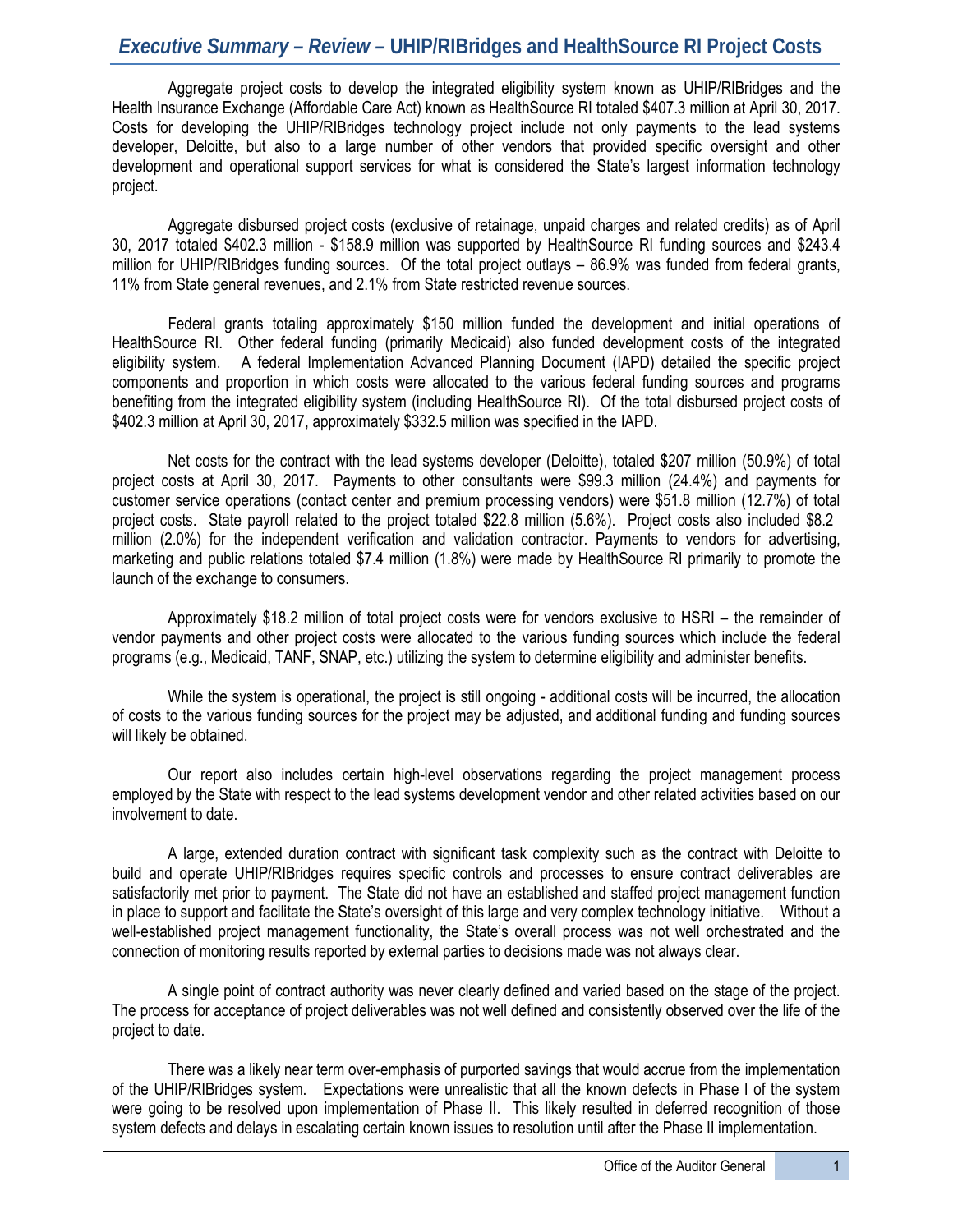# *Executive Summary – Review –* UHIP/RIBridges and HealthSource RI Project Costs

Aggregate project costs to develop the integrated eligibility system known as UHIP/RIBridges and the Health Insurance Exchange (Affordable Care Act) known as HealthSource RI totaled $407.3 million at April 30, 2017. Costs for developing the UHIP/RIBridges technology project include not only payments to the lead systems developer, Deloitte, but also to a large number of other vendors that provided specific oversight and other development and operational support services for what is considered the State's largest information technology project.

Aggregate disbursed project costs (exclusive of retainage, unpaid charges and related credits) as of April 30, 2017 totaled $402.3 million - $158.9 million was supported by HealthSource RI funding sources and $243.4 million for UHIP/RIBridges funding sources. Of the total project outlays – 86.9% was funded from federal grants, 11% from State general revenues, and 2.1% from State restricted revenue sources.

Federal grants totaling approximately $150 million funded the development and initial operations of HealthSource RI. Other federal funding (primarily Medicaid) also funded development costs of the integrated eligibility system. A federal Implementation Advanced Planning Document (IAPD) detailed the specific project components and proportion in which costs were allocated to the various federal funding sources and programs benefiting from the integrated eligibility system (including HealthSource RI). Of the total disbursed project costs of $402.3 million at April 30, 2017, approximately $332.5 million was specified in the IAPD.

Net costs for the contract with the lead systems developer (Deloitte), totaled $207 million (50.9%) of total project costs at April 30, 2017. Payments to other consultants were $99.3 million (24.4%) and payments for customer service operations (contact center and premium processing vendors) were $51.8 million (12.7%) of total project costs. State payroll related to the project totaled $22.8 million (5.6%). Project costs also included $8.2 million (2.0%) for the independent verification and validation contractor. Payments to vendors for advertising, marketing and public relations totaled $7.4 million (1.8%) were made by HealthSource RI primarily to promote the launch of the exchange to consumers.

Approximately $18.2 million of total project costs were for vendors exclusive to HSRI – the remainder of vendor payments and other project costs were allocated to the various funding sources which include the federal programs (e.g., Medicaid, TANF, SNAP, etc.) utilizing the system to determine eligibility and administer benefits.

While the system is operational, the project is still ongoing - additional costs will be incurred, the allocation of costs to the various funding sources for the project may be adjusted, and additional funding and funding sources will likely be obtained.

Our report also includes certain high-level observations regarding the project management process employed by the State with respect to the lead systems development vendor and other related activities based on our involvement to date.

A large, extended duration contract with significant task complexity such as the contract with Deloitte to build and operate UHIP/RIBridges requires specific controls and processes to ensure contract deliverables are satisfactorily met prior to payment. The State did not have an established and staffed project management function in place to support and facilitate the State's oversight of this large and very complex technology initiative. Without a well-established project management functionality, the State's overall process was not well orchestrated and the connection of monitoring results reported by external parties to decisions made was not always clear.

A single point of contract authority was never clearly defined and varied based on the stage of the project. The process for acceptance of project deliverables was not well defined and consistently observed over the life of the project to date.

There was a likely near term over-emphasis of purported savings that would accrue from the implementation of the UHIP/RIBridges system. Expectations were unrealistic that all the known defects in Phase I of the system were going to be resolved upon implementation of Phase II. This likely resulted in deferred recognition of those system defects and delays in escalating certain known issues to resolution until after the Phase II implementation.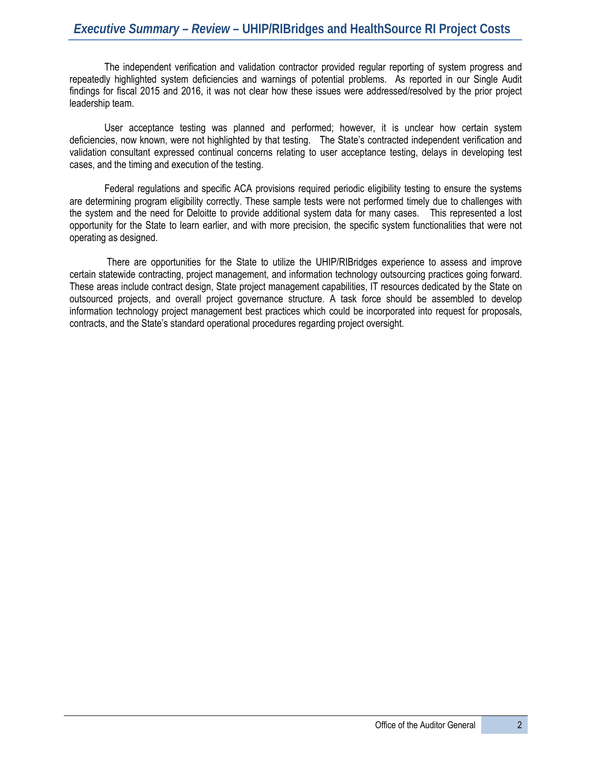The independent verification and validation contractor provided regular reporting of system progress and repeatedly highlighted system deficiencies and warnings of potential problems. As reported in our Single Audit findings for fiscal 2015 and 2016, it was not clear how these issues were addressed/resolved by the prior project leadership team.

User acceptance testing was planned and performed; however, it is unclear how certain system deficiencies, now known, were not highlighted by that testing. The State's contracted independent verification and validation consultant expressed continual concerns relating to user acceptance testing, delays in developing test cases, and the timing and execution of the testing.

Federal regulations and specific ACA provisions required periodic eligibility testing to ensure the systems are determining program eligibility correctly. These sample tests were not performed timely due to challenges with the system and the need for Deloitte to provide additional system data for many cases. This represented a lost opportunity for the State to learn earlier, and with more precision, the specific system functionalities that were not operating as designed.

There are opportunities for the State to utilize the UHIP/RIBridges experience to assess and improve certain statewide contracting, project management, and information technology outsourcing practices going forward. These areas include contract design, State project management capabilities, IT resources dedicated by the State on outsourced projects, and overall project governance structure. A task force should be assembled to develop information technology project management best practices which could be incorporated into request for proposals, contracts, and the State's standard operational procedures regarding project oversight.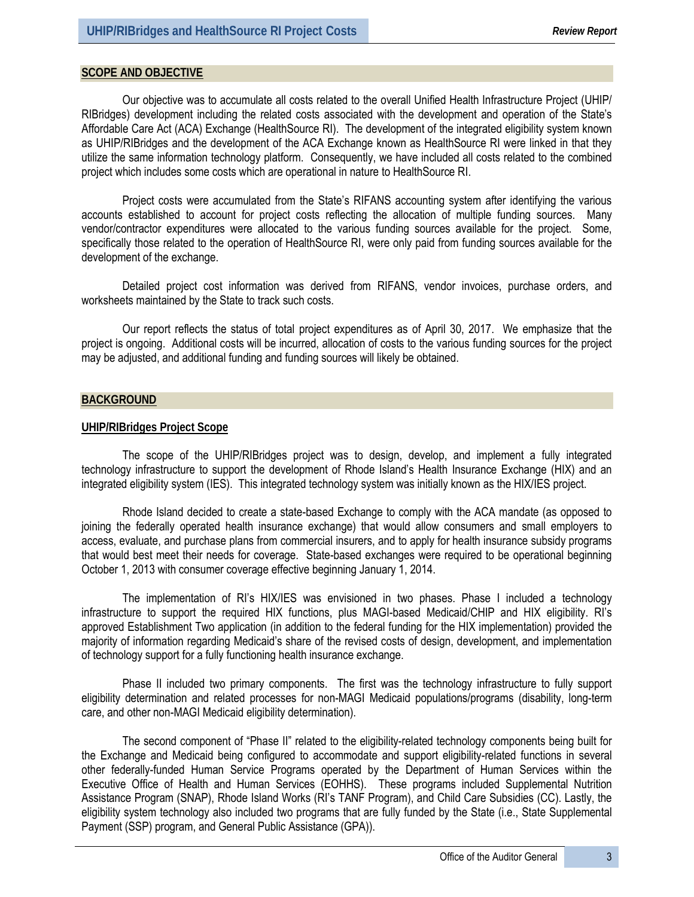## SCOPE AND OBJECTIVE

Our objective was to accumulate all costs related to the overall Unified Health Infrastructure Project (UHIP/ RIBridges) development including the related costs associated with the development and operation of the State's Affordable Care Act (ACA) Exchange (HealthSource RI). The development of the integrated eligibility system known as UHIP/RIBridges and the development of the ACA Exchange known as HealthSource RI were linked in that they utilize the same information technology platform. Consequently, we have included all costs related to the combined project which includes some costs which are operational in nature to HealthSource RI.

Project costs were accumulated from the State's RIFANS accounting system after identifying the various accounts established to account for project costs reflecting the allocation of multiple funding sources. Many vendor/contractor expenditures were allocated to the various funding sources available for the project. Some, specifically those related to the operation of HealthSource RI, were only paid from funding sources available for the development of the exchange.

Detailed project cost information was derived from RIFANS, vendor invoices, purchase orders, and worksheets maintained by the State to track such costs.

Our report reflects the status of total project expenditures as of April 30, 2017. We emphasize that the project is ongoing. Additional costs will be incurred, allocation of costs to the various funding sources for the project may be adjusted, and additional funding and funding sources will likely be obtained.

## BACKGROUND

### UHIP/RIBridges Project Scope

The scope of the UHIP/RIBridges project was to design, develop, and implement a fully integrated technology infrastructure to support the development of Rhode Island's Health Insurance Exchange (HIX) and an integrated eligibility system (IES). This integrated technology system was initially known as the HIX/IES project.

Rhode Island decided to create a state-based Exchange to comply with the ACA mandate (as opposed to joining the federally operated health insurance exchange) that would allow consumers and small employers to access, evaluate, and purchase plans from commercial insurers, and to apply for health insurance subsidy programs that would best meet their needs for coverage. State-based exchanges were required to be operational beginning October 1, 2013 with consumer coverage effective beginning January 1, 2014.

The implementation of RI's HIX/IES was envisioned in two phases. Phase I included a technology infrastructure to support the required HIX functions, plus MAGI-based Medicaid/CHIP and HIX eligibility. RI's approved Establishment Two application (in addition to the federal funding for the HIX implementation) provided the majority of information regarding Medicaid's share of the revised costs of design, development, and implementation of technology support for a fully functioning health insurance exchange.

Phase II included two primary components. The first was the technology infrastructure to fully support eligibility determination and related processes for non-MAGI Medicaid populations/programs (disability, long-term care, and other non-MAGI Medicaid eligibility determination).

The second component of "Phase II" related to the eligibility-related technology components being built for the Exchange and Medicaid being configured to accommodate and support eligibility-related functions in several other federally-funded Human Service Programs operated by the Department of Human Services within the Executive Office of Health and Human Services (EOHHS). These programs included Supplemental Nutrition Assistance Program (SNAP), Rhode Island Works (RI's TANF Program), and Child Care Subsidies (CC). Lastly, the eligibility system technology also included two programs that are fully funded by the State (i.e., State Supplemental Payment (SSP) program, and General Public Assistance (GPA)).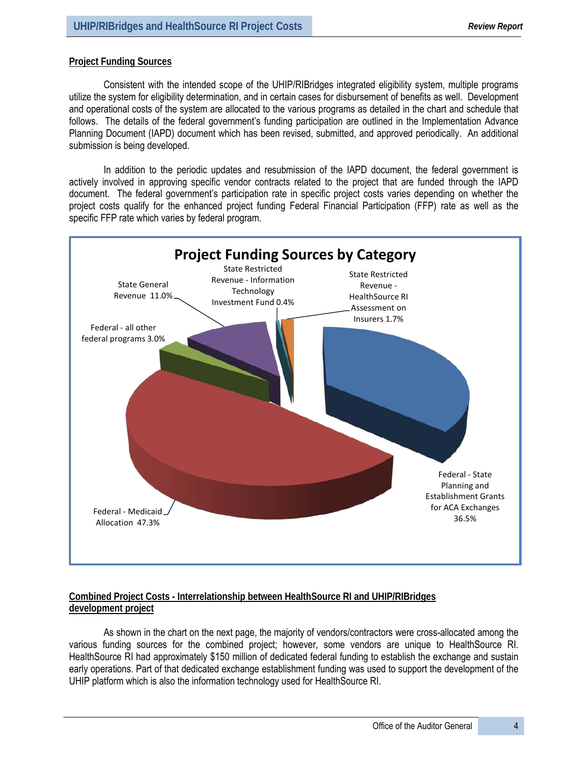## Project Funding Sources

Consistent with the intended scope of the UHIP/RIBridges integrated eligibility system, multiple programs utilize the system for eligibility determination, and in certain cases for disbursement of benefits as well. Development and operational costs of the system are allocated to the various programs as detailed in the chart and schedule that follows. The details of the federal government's funding participation are outlined in the Implementation Advance Planning Document (IAPD) document which has been revised, submitted, and approved periodically. An additional submission is being developed.

In addition to the periodic updates and resubmission of the IAPD document, the federal government is actively involved in approving specific vendor contracts related to the project that are funded through the IAPD document. The federal government's participation rate in specific project costs varies depending on whether the project costs qualify for the enhanced project funding Federal Financial Participation (FFP) rate as well as the specific FFP rate which varies by federal program.

**Project Funding Sources by Category**

| Category | Percentage |
|---|---|
| Federal - Medicaid Allocation | 47.3% |
| Federal - State Planning and Establishment Grants for ACA Exchanges | 36.5% |
| State General Revenue | 11.0% |
| Federal - all other federal programs | 3.0% |
| State Restricted Revenue - HealthSource RI Assessment on Insurers | 1.7% |
| State Restricted Revenue - Information Technology Investment Fund | 0.4% |

## Combined Project Costs - Interrelationship between HealthSource RI and UHIP/RIBridges development project

As shown in the chart on the next page, the majority of vendors/contractors were cross-allocated among the various funding sources for the combined project; however, some vendors are unique to HealthSource RI. HealthSource RI had approximately $150 million of dedicated federal funding to establish the exchange and sustain early operations. Part of that dedicated exchange establishment funding was used to support the development of the UHIP platform which is also the information technology used for HealthSource RI.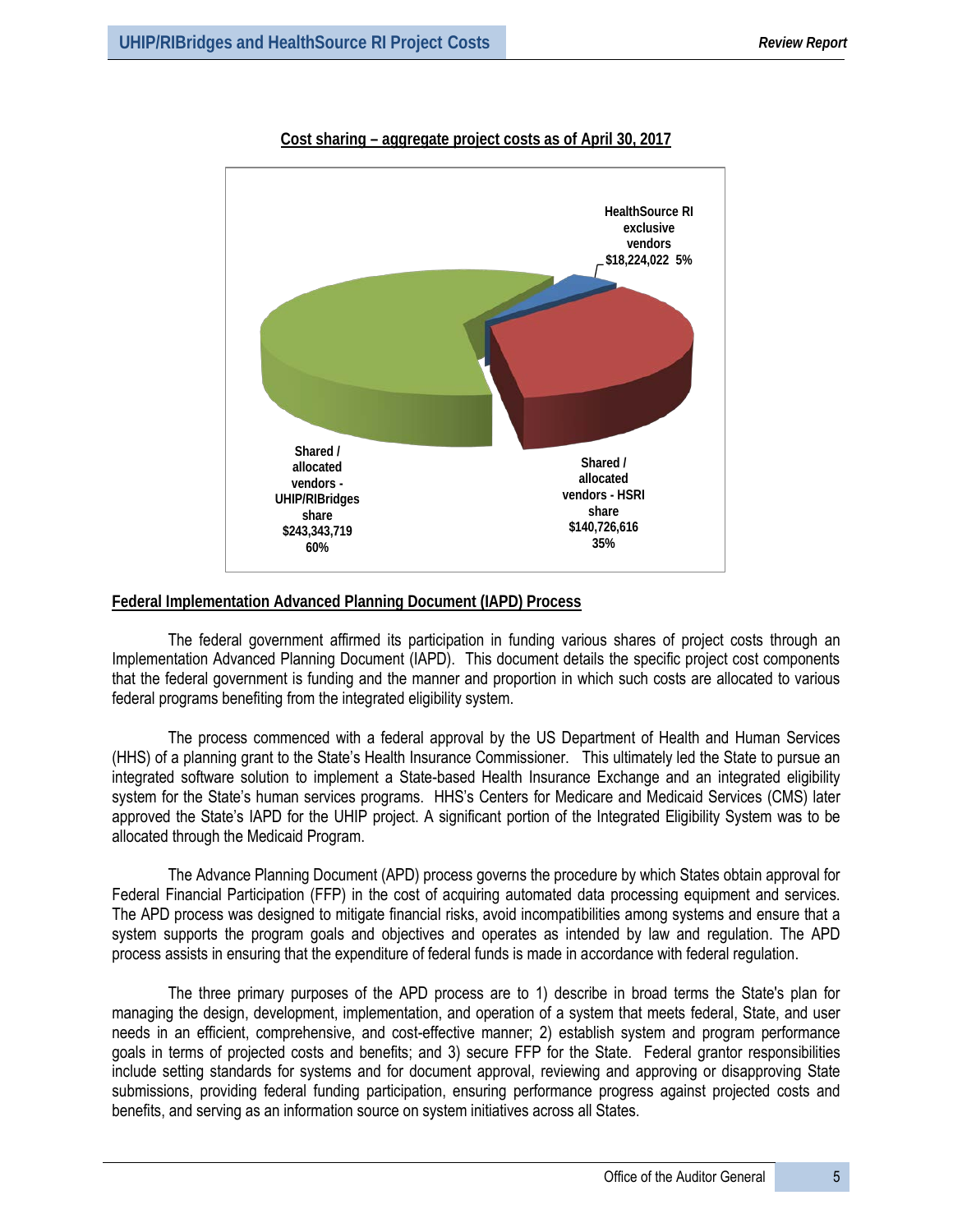**Cost sharing – aggregate project costs as of April 30, 2017**

HealthSource RI exclusive vendors $18,224,022 5%

Shared / allocated vendors - HSRI share $140,726,616 35%

Shared / allocated vendors - UHIP/RIBridges share $243,343,719 60%

## Federal Implementation Advanced Planning Document (IAPD) Process

The federal government affirmed its participation in funding various shares of project costs through an Implementation Advanced Planning Document (IAPD). This document details the specific project cost components that the federal government is funding and the manner and proportion in which such costs are allocated to various federal programs benefiting from the integrated eligibility system.

The process commenced with a federal approval by the US Department of Health and Human Services (HHS) of a planning grant to the State's Health Insurance Commissioner. This ultimately led the State to pursue an integrated software solution to implement a State-based Health Insurance Exchange and an integrated eligibility system for the State's human services programs. HHS's Centers for Medicare and Medicaid Services (CMS) later approved the State's IAPD for the UHIP project. A significant portion of the Integrated Eligibility System was to be allocated through the Medicaid Program.

The Advance Planning Document (APD) process governs the procedure by which States obtain approval for Federal Financial Participation (FFP) in the cost of acquiring automated data processing equipment and services. The APD process was designed to mitigate financial risks, avoid incompatibilities among systems and ensure that a system supports the program goals and objectives and operates as intended by law and regulation. The APD process assists in ensuring that the expenditure of federal funds is made in accordance with federal regulation.

The three primary purposes of the APD process are to 1) describe in broad terms the State's plan for managing the design, development, implementation, and operation of a system that meets federal, State, and user needs in an efficient, comprehensive, and cost-effective manner; 2) establish system and program performance goals in terms of projected costs and benefits; and 3) secure FFP for the State. Federal grantor responsibilities include setting standards for systems and for document approval, reviewing and approving or disapproving State submissions, providing federal funding participation, ensuring performance progress against projected costs and benefits, and serving as an information source on system initiatives across all States.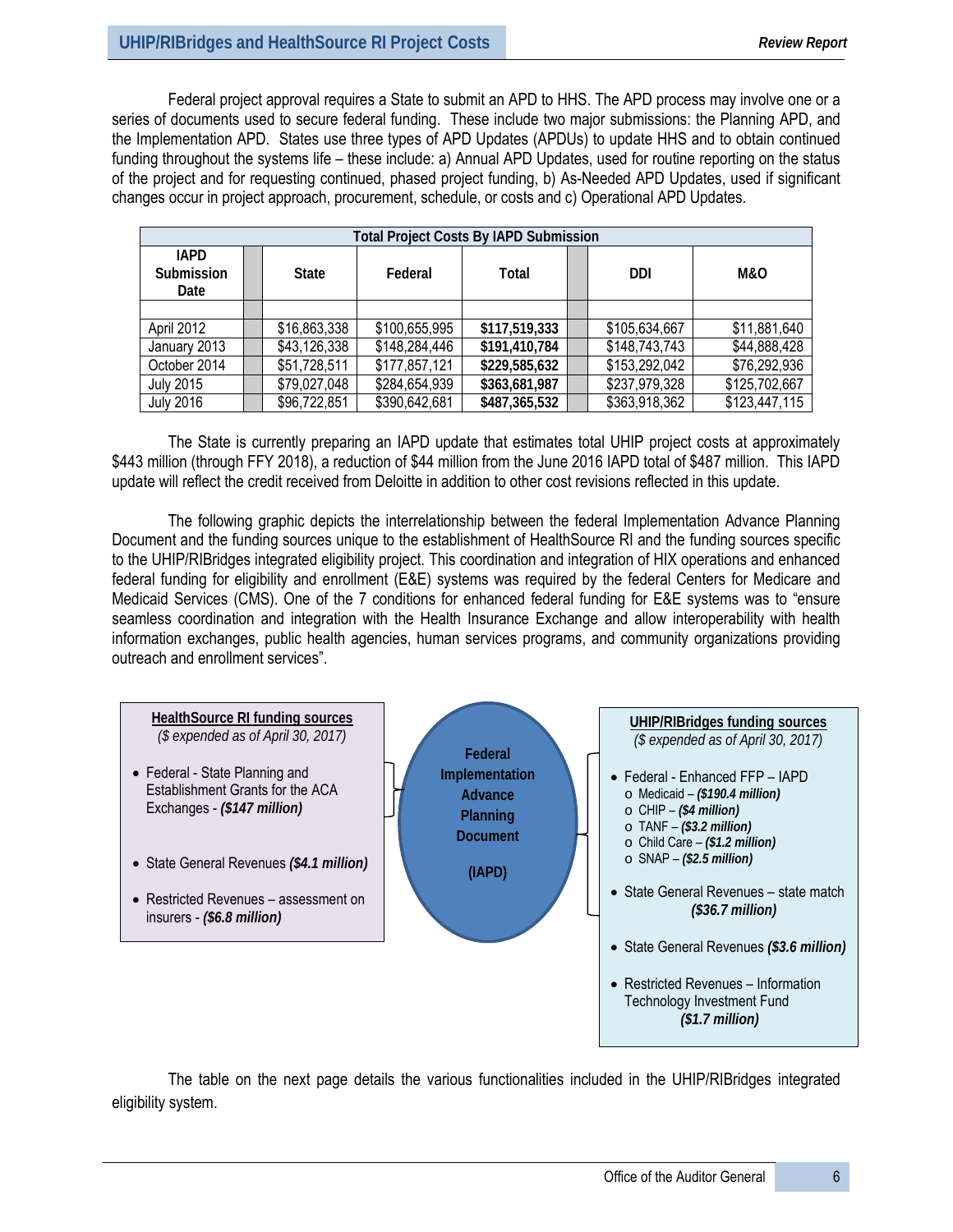Federal project approval requires a State to submit an APD to HHS. The APD process may involve one or a series of documents used to secure federal funding. These include two major submissions: the Planning APD, and the Implementation APD. States use three types of APD Updates (APDUs) to update HHS and to obtain continued funding throughout the systems life – these include: a) Annual APD Updates, used for routine reporting on the status of the project and for requesting continued, phased project funding, b) As-Needed APD Updates, used if significant changes occur in project approach, procurement, schedule, or costs and c) Operational APD Updates.

| Total Project Costs By IAPD Submission | | | | | |
|---|---|---|---|---|---|
| **IAPD Submission Date** | **State** | **Federal** | **Total** | **DDI** | **M&O** |
| April 2012 | $16,863,338 | $100,655,995 | **$117,519,333** | $105,634,667 | $11,881,640 |
| January 2013 | $43,126,338 | $148,284,446 | **$191,410,784** | $148,743,743 | $44,888,428 |
| October 2014 | $51,728,511 | $177,857,121 | **$229,585,632** | $153,292,042 | $76,292,936 |
| July 2015 | $79,027,048 | $284,654,939 | **$363,681,987** | $237,979,328 | $125,702,667 |
| July 2016 | $96,722,851 | $390,642,681 | **$487,365,532** | $363,918,362 | $123,447,115 |

The State is currently preparing an IAPD update that estimates total UHIP project costs at approximately $443 million (through FFY 2018), a reduction of $44 million from the June 2016 IAPD total of $487 million. This IAPD update will reflect the credit received from Deloitte in addition to other cost revisions reflected in this update.

The following graphic depicts the interrelationship between the federal Implementation Advance Planning Document and the funding sources unique to the establishment of HealthSource RI and the funding sources specific to the UHIP/RIBridges integrated eligibility project. This coordination and integration of HIX operations and enhanced federal funding for eligibility and enrollment (E&E) systems was required by the federal Centers for Medicare and Medicaid Services (CMS). One of the 7 conditions for enhanced federal funding for E&E systems was to "ensure seamless coordination and integration with the Health Insurance Exchange and allow interoperability with health information exchanges, public health agencies, human services programs, and community organizations providing outreach and enrollment services".

**HealthSource RI funding sources**
*($ expended as of April 30, 2017)*

- Federal - State Planning and Establishment Grants for the ACA Exchanges - ***($147 million)***
- State General Revenues ***($4.1 million)***
- Restricted Revenues – assessment on insurers - ***($6.8 million)***

**Federal Implementation Advance Planning Document (IAPD)**

**UHIP/RIBridges funding sources**
*($ expended as of April 30, 2017)*

- Federal - Enhanced FFP – IAPD
  - Medicaid – ***($190.4 million)***
  - CHIP – ***($4 million)***
  - TANF – ***($3.2 million)***
  - Child Care – ***($1.2 million)***
  - SNAP – ***($2.5 million)***
- State General Revenues – state match ***($36.7 million)***
- State General Revenues ***($3.6 million)***
- Restricted Revenues – Information Technology Investment Fund ***($1.7 million)***

The table on the next page details the various functionalities included in the UHIP/RIBridges integrated eligibility system.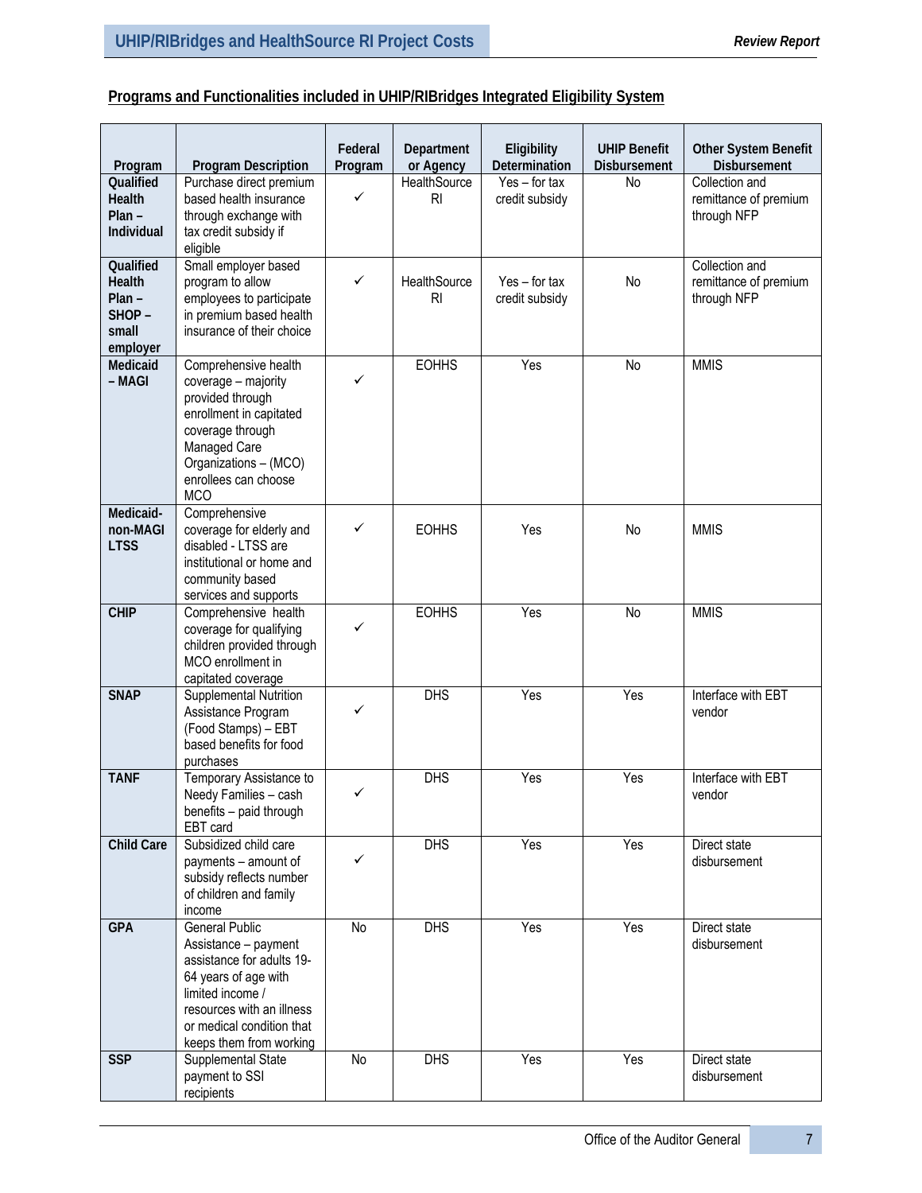## Programs and Functionalities included in UHIP/RIBridges Integrated Eligibility System

| Program | Program Description | Federal Program | Department or Agency | Eligibility Determination | UHIP Benefit Disbursement | Other System Benefit Disbursement |
|---|---|---|---|---|---|---|
| **Qualified Health Plan – Individual** | Purchase direct premium based health insurance through exchange with tax credit subsidy if eligible | ✓ | HealthSource RI | Yes – for tax credit subsidy | No | Collection and remittance of premium through NFP |
| **Qualified Health Plan – SHOP – small employer** | Small employer based program to allow employees to participate in premium based health insurance of their choice | ✓ | HealthSource RI | Yes – for tax credit subsidy | No | Collection and remittance of premium through NFP |
| **Medicaid – MAGI** | Comprehensive health coverage – majority provided through enrollment in capitated coverage through Managed Care Organizations – (MCO) enrollees can choose MCO | ✓ | EOHHS | Yes | No | MMIS |
| **Medicaid-non-MAGI LTSS** | Comprehensive coverage for elderly and disabled - LTSS are institutional or home and community based services and supports | ✓ | EOHHS | Yes | No | MMIS |
| **CHIP** | Comprehensive health coverage for qualifying children provided through MCO enrollment in capitated coverage | ✓ | EOHHS | Yes | No | MMIS |
| **SNAP** | Supplemental Nutrition Assistance Program (Food Stamps) – EBT based benefits for food purchases | ✓ | DHS | Yes | Yes | Interface with EBT vendor |
| **TANF** | Temporary Assistance to Needy Families – cash benefits – paid through EBT card | ✓ | DHS | Yes | Yes | Interface with EBT vendor |
| **Child Care** | Subsidized child care payments – amount of subsidy reflects number of children and family income | ✓ | DHS | Yes | Yes | Direct state disbursement |
| **GPA** | General Public Assistance – payment assistance for adults 19-64 years of age with limited income / resources with an illness or medical condition that keeps them from working | No | DHS | Yes | Yes | Direct state disbursement |
| **SSP** | Supplemental State payment to SSI recipients | No | DHS | Yes | Yes | Direct state disbursement |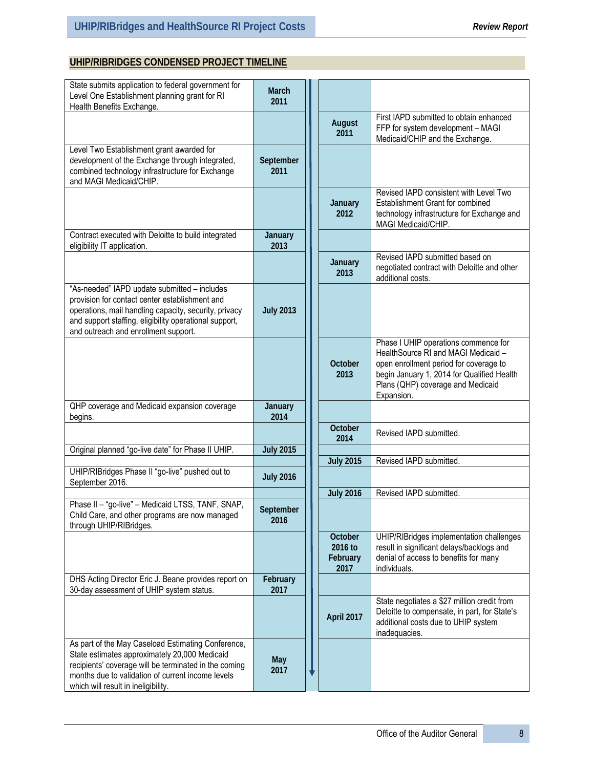## UHIP/RIBRIDGES CONDENSED PROJECT TIMELINE

| Event | Date | Date | Event |
|---|---|---|---|
| State submits application to federal government for Level One Establishment planning grant for RI Health Benefits Exchange. | **March 2011** | | |
| | | **August 2011** | First IAPD submitted to obtain enhanced FFP for system development – MAGI Medicaid/CHIP and the Exchange. |
| Level Two Establishment grant awarded for development of the Exchange through integrated, combined technology infrastructure for Exchange and MAGI Medicaid/CHIP. | **September 2011** | | |
| | | **January 2012** | Revised IAPD consistent with Level Two Establishment Grant for combined technology infrastructure for Exchange and MAGI Medicaid/CHIP. |
| Contract executed with Deloitte to build integrated eligibility IT application. | **January 2013** | | |
| | | **January 2013** | Revised IAPD submitted based on negotiated contract with Deloitte and other additional costs. |
| "As-needed" IAPD update submitted – includes provision for contact center establishment and operations, mail handling capacity, security, privacy and support staffing, eligibility operational support, and outreach and enrollment support. | **July 2013** | | |
| | | **October 2013** | Phase I UHIP operations commence for HealthSource RI and MAGI Medicaid – open enrollment period for coverage to begin January 1, 2014 for Qualified Health Plans (QHP) coverage and Medicaid Expansion. |
| QHP coverage and Medicaid expansion coverage begins. | **January 2014** | | |
| | | **October 2014** | Revised IAPD submitted. |
| Original planned "go-live date" for Phase II UHIP. | **July 2015** | | |
| | | **July 2015** | Revised IAPD submitted. |
| UHIP/RIBridges Phase II "go-live" pushed out to September 2016. | **July 2016** | | |
| | | **July 2016** | Revised IAPD submitted. |
| Phase II – "go-live" – Medicaid LTSS, TANF, SNAP, Child Care, and other programs are now managed through UHIP/RIBridges. | **September 2016** | | |
| | | **October 2016 to February 2017** | UHIP/RIBridges implementation challenges result in significant delays/backlogs and denial of access to benefits for many individuals. |
| DHS Acting Director Eric J. Beane provides report on 30-day assessment of UHIP system status. | **February 2017** | | |
| | | **April 2017** | State negotiates a $27 million credit from Deloitte to compensate, in part, for State's additional costs due to UHIP system inadequacies. |
| As part of the May Caseload Estimating Conference, State estimates approximately 20,000 Medicaid recipients' coverage will be terminated in the coming months due to validation of current income levels which will result in ineligibility. | **May 2017** | | |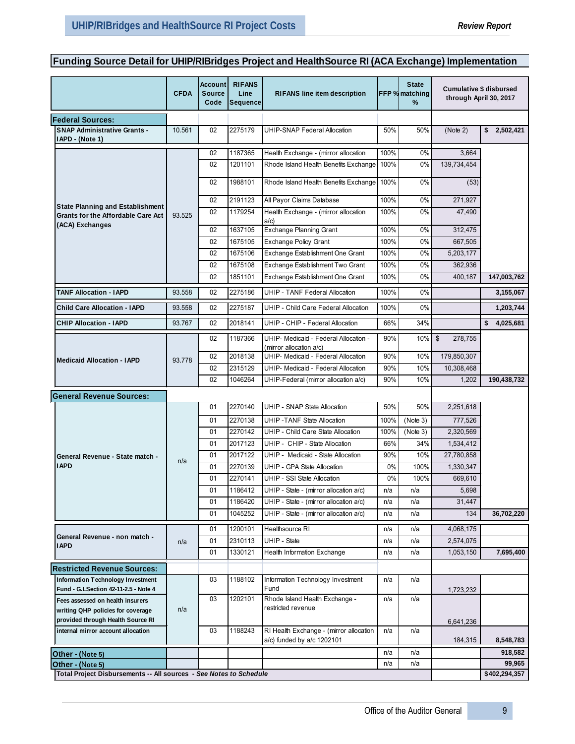## Funding Source Detail for UHIP/RIBridges Project and HealthSource RI (ACA Exchange) Implementation

| | CFDA | Account Source Code | RIFANS Line Sequence | RIFANS line item description | FFP % | State matching % | Cumulative $ disbursed through April 30, 2017 | |
|---|---|---|---|---|---|---|---|---|
| **Federal Sources:** | | | | | | | | |
| **SNAP Administrative Grants - IAPD - (Note 1)** | 10.561 | 02 | 2275179 | UHIP-SNAP Federal Allocation | 50% | 50% | (Note 2) | $ 2,502,421 |
| **State Planning and Establishment Grants for the Affordable Care Act (ACA) Exchanges** | 93.525 | 02 | 1187365 | Health Exchange - (mirror allocation | 100% | 0% | 3,664 | |
| | | 02 | 1201101 | Rhode Island Health Benefits Exchange | 100% | 0% | 139,734,454 | |
| | | 02 | 1988101 | Rhode Island Health Benefits Exchange | 100% | 0% | (53) | |
| | | 02 | 2191123 | All Payor Claims Database | 100% | 0% | 271,927 | |
| | | 02 | 1179254 | Health Exchange - (mirror allocation a/c) | 100% | 0% | 47,490 | |
| | | 02 | 1637105 | Exchange Planning Grant | 100% | 0% | 312,475 | |
| | | 02 | 1675105 | Exchange Policy Grant | 100% | 0% | 667,505 | |
| | | 02 | 1675106 | Exchange Establishment One Grant | 100% | 0% | 5,203,177 | |
| | | 02 | 1675108 | Exchange Establishment Two Grant | 100% | 0% | 362,936 | |
| | | 02 | 1851101 | Exchange Establishment One Grant | 100% | 0% | 400,187 | 147,003,762 |
| **TANF Allocation - IAPD** | 93.558 | 02 | 2275186 | UHIP - TANF Federal Allocation | 100% | 0% | | 3,155,067 |
| **Child Care Allocation - IAPD** | 93.558 | 02 | 2275187 | UHIP - Child Care Federal Allocation | 100% | 0% | | 1,203,744 |
| **CHIP Allocation - IAPD** | 93.767 | 02 | 2018141 | UHIP - CHIP - Federal Allocation | 66% | 34% | | $ 4,025,681 |
| **Medicaid Allocation - IAPD** | 93.778 | 02 | 1187366 | UHIP- Medicaid - Federal Allocation - (mirror allocation a/c) | 90% | 10% | $ 278,755 | |
| | | 02 | 2018138 | UHIP- Medicaid - Federal Allocation | 90% | 10% | 179,850,307 | |
| | | 02 | 2315129 | UHIP- Medicaid - Federal Allocation | 90% | 10% | 10,308,468 | |
| | | 02 | 1046264 | UHIP-Federal (mirror allocation a/c) | 90% | 10% | 1,202 | 190,438,732 |
| **General Revenue Sources:** | | | | | | | | |
| **General Revenue - State match - IAPD** | n/a | 01 | 2270140 | UHIP - SNAP State Allocation | 50% | 50% | 2,251,618 | |
| | | 01 | 2270138 | UHIP -TANF State Allocation | 100% | (Note 3) | 777,526 | |
| | | 01 | 2270142 | UHIP - Child Care State Allocation | 100% | (Note 3) | 2,320,569 | |
| | | 01 | 2017123 | UHIP - CHIP - State Allocation | 66% | 34% | 1,534,412 | |
| | | 01 | 2017122 | UHIP - Medicaid - State Allocation | 90% | 10% | 27,780,858 | |
| | | 01 | 2270139 | UHIP - GPA State Allocation | 0% | 100% | 1,330,347 | |
| | | 01 | 2270141 | UHIP - SSI State Allocation | 0% | 100% | 669,610 | |
| | | 01 | 1186412 | UHIP - State - (mirror allocation a/c) | n/a | n/a | 5,698 | |
| | | 01 | 1186420 | UHIP - State - (mirror allocation a/c) | n/a | n/a | 31,447 | |
| | | 01 | 1045252 | UHIP - State - (mirror allocation a/c) | n/a | n/a | 134 | 36,702,220 |
| **General Revenue - non match - IAPD** | n/a | 01 | 1200101 | Healthsource RI | n/a | n/a | 4,068,175 | |
| | | 01 | 2310113 | UHIP - State | n/a | n/a | 2,574,075 | |
| | | 01 | 1330121 | Health Information Exchange | n/a | n/a | 1,053,150 | 7,695,400 |
| **Restricted Revenue Sources:** | | | | | | | | |
| **Information Technology Investment Fund - G.L.Section 42-11-2.5 - Note 4** | n/a | 03 | 1188102 | Information Technology Investment Fund | n/a | n/a | 1,723,232 | |
| **Fees assessed on health insurers writing QHP policies for coverage provided through Health Source RI** | | 03 | 1202101 | Rhode Island Health Exchange - restricted revenue | n/a | n/a | 6,641,236 | |
| **internal mirror account allocation** | | 03 | 1188243 | RI Health Exchange - (mirror allocation a/c) funded by a/c 1202101 | n/a | n/a | 184,315 | 8,548,783 |
| **Other - (Note 5)** | | | | | n/a | n/a | | 918,582 |
| **Other - (Note 5)** | | | | | n/a | n/a | | 99,965 |
| **Total Project Disbursements -- All sources - *See Notes to Schedule*** | | | | | | | | $402,294,357 |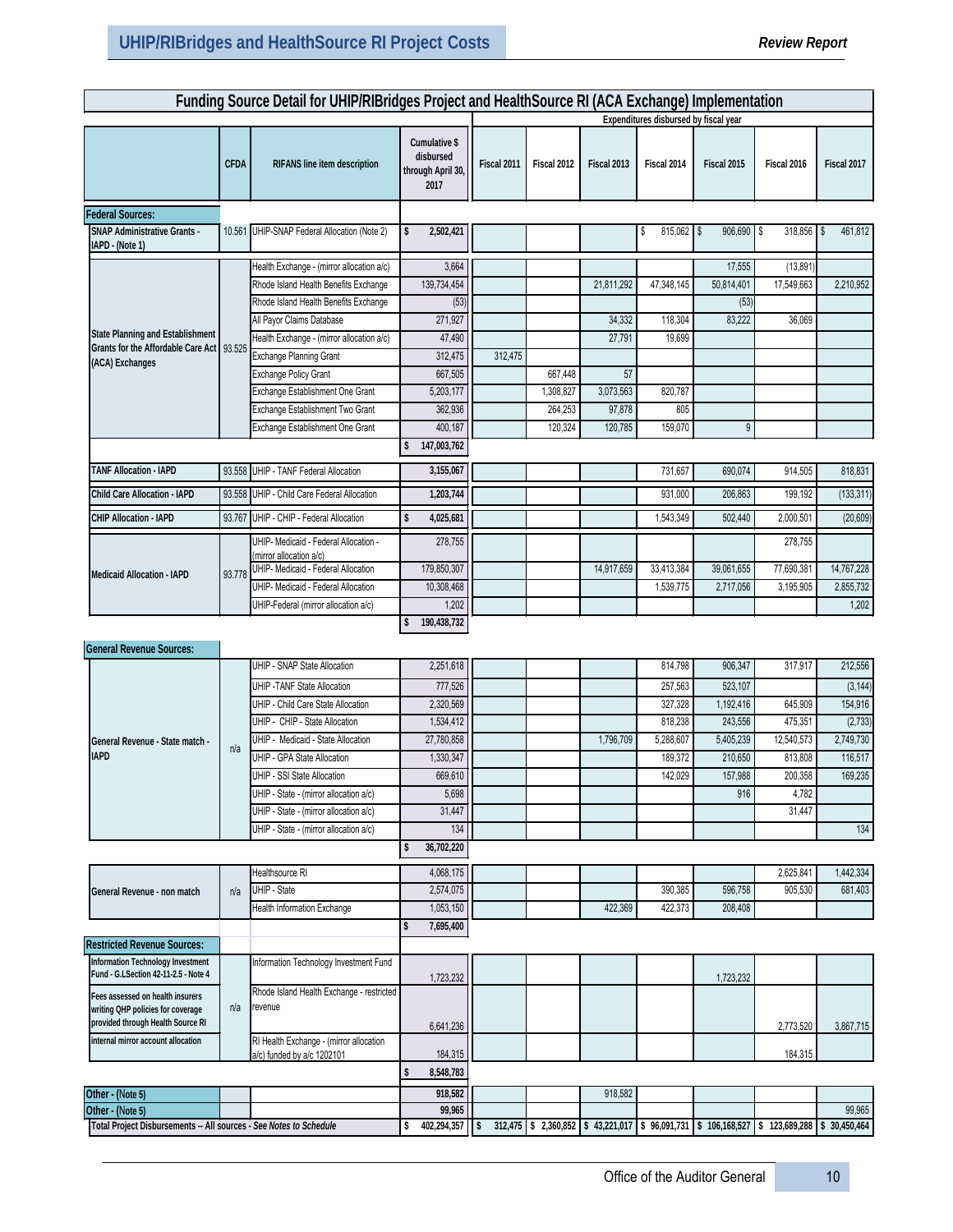## Funding Source Detail for UHIP/RIBridges Project and HealthSource RI (ACA Exchange) Implementation

| | CFDA | RIFANS line item description | Cumulative $ disbursed through April 30, 2017 | Fiscal 2011 | Fiscal 2012 | Fiscal 2013 | Fiscal 2014 | Fiscal 2015 | Fiscal 2016 | Fiscal 2017 |
|---|---|---|---|---|---|---|---|---|---|---|
| | | | | Expenditures disbursed by fiscal year | | | | | | |
| **Federal Sources:** | | | | | | | | | | |
| SNAP Administrative Grants - IAPD - (Note 1) | 10.561 | UHIP-SNAP Federal Allocation (Note 2) | $ 2,502,421 | | | | $ 815,062 | $ 906,690 | $ 318,856 | $ 461,812 |
| State Planning and Establishment Grants for the Affordable Care Act (ACA) Exchanges | 93.525 | Health Exchange - (mirror allocation a/c) | 3,664 | | | | | 17,555 | (13,891) | |
| | | Rhode Island Health Benefits Exchange | 139,734,454 | | | 21,811,292 | 47,348,145 | 50,814,401 | 17,549,663 | 2,210,952 |
| | | Rhode Island Health Benefits Exchange | (53) | | | | | (53) | | |
| | | All Payor Claims Database | 271,927 | | | 34,332 | 118,304 | 83,222 | 36,069 | |
| | | Health Exchange - (mirror allocation a/c) | 47,490 | | | 27,791 | 19,699 | | | |
| | | Exchange Planning Grant | 312,475 | 312,475 | | | | | | |
| | | Exchange Policy Grant | 667,505 | | 667,448 | 57 | | | | |
| | | Exchange Establishment One Grant | 5,203,177 | | 1,308,827 | 3,073,563 | 820,787 | | | |
| | | Exchange Establishment Two Grant | 362,936 | | 264,253 | 97,878 | 805 | | | |
| | | Exchange Establishment One Grant | 400,187 | | 120,324 | 120,785 | 159,070 | 9 | | |
| | | | $ 147,003,762 | | | | | | | |
| TANF Allocation - IAPD | 93.558 | UHIP - TANF Federal Allocation | 3,155,067 | | | | 731,657 | 690,074 | 914,505 | 818,831 |
| Child Care Allocation - IAPD | 93.558 | UHIP - Child Care Federal Allocation | 1,203,744 | | | | 931,000 | 206,863 | 199,192 | (133,311) |
| CHIP Allocation - IAPD | 93.767 | UHIP - CHIP - Federal Allocation | $ 4,025,681 | | | | 1,543,349 | 502,440 | 2,000,501 | (20,609) |
| Medicaid Allocation - IAPD | 93.778 | UHIP- Medicaid - Federal Allocation - (mirror allocation a/c) | 278,755 | | | | | | 278,755 | |
| | | UHIP- Medicaid - Federal Allocation | 179,850,307 | | | 14,917,659 | 33,413,384 | 39,061,655 | 77,690,381 | 14,767,228 |
| | | UHIP- Medicaid - Federal Allocation | 10,308,468 | | | | 1,539,775 | 2,717,056 | 3,195,905 | 2,855,732 |
| | | UHIP-Federal (mirror allocation a/c) | 1,202 | | | | | | | 1,202 |
| | | | $ 190,438,732 | | | | | | | |
| **General Revenue Sources:** | | | | | | | | | | |
| General Revenue - State match - IAPD | n/a | UHIP - SNAP State Allocation | 2,251,618 | | | | 814,798 | 906,347 | 317,917 | 212,556 |
| | | UHIP -TANF State Allocation | 777,526 | | | | 257,563 | 523,107 | | (3,144) |
| | | UHIP - Child Care State Allocation | 2,320,569 | | | | 327,328 | 1,192,416 | 645,909 | 154,916 |
| | | UHIP - CHIP - State Allocation | 1,534,412 | | | | 818,238 | 243,556 | 475,351 | (2,733) |
| | | UHIP - Medicaid - State Allocation | 27,780,858 | | | 1,796,709 | 5,288,607 | 5,405,239 | 12,540,573 | 2,749,730 |
| | | UHIP - GPA State Allocation | 1,330,347 | | | | 189,372 | 210,650 | 813,808 | 116,517 |
| | | UHIP - SSI State Allocation | 669,610 | | | | 142,029 | 157,988 | 200,358 | 169,235 |
| | | UHIP - State - (mirror allocation a/c) | 5,698 | | | | | 916 | 4,782 | |
| | | UHIP - State - (mirror allocation a/c) | 31,447 | | | | | | 31,447 | |
| | | UHIP - State - (mirror allocation a/c) | 134 | | | | | | | 134 |
| | | | $ 36,702,220 | | | | | | | |
| General Revenue - non match | n/a | Healthsource RI | 4,068,175 | | | | | | 2,625,841 | 1,442,334 |
| | | UHIP - State | 2,574,075 | | | | 390,385 | 596,758 | 905,530 | 681,403 |
| | | Health Information Exchange | 1,053,150 | | | 422,369 | 422,373 | 208,408 | | |
| | | | $ 7,695,400 | | | | | | | |
| **Restricted Revenue Sources:** | | | | | | | | | | |
| Information Technology Investment Fund - G.LSection 42-11-2.5 - Note 4 | n/a | Information Technology Investment Fund | 1,723,232 | | | | | 1,723,232 | | |
| Fees assessed on health insurers writing QHP policies for coverage provided through Health Source RI | | Rhode Island Health Exchange - restricted revenue | 6,641,236 | | | | | | 2,773,520 | 3,867,715 |
| internal mirror account allocation | | RI Health Exchange - (mirror allocation a/c) funded by a/c 1202101 | 184,315 | | | | | | 184,315 | |
| | | | $ 8,548,783 | | | | | | | |
| Other - (Note 5) | | | 918,582 | | | 918,582 | | | | |
| Other - (Note 5) | | | 99,965 | | | | | | | 99,965 |
| Total Project Disbursements -- All sources - *See Notes to Schedule* | | | $ 402,294,357 | $ 312,475 | $ 2,360,852 | $ 43,221,017 | $ 96,091,731 | $ 106,168,527 | $ 123,689,288 | $ 30,450,464 |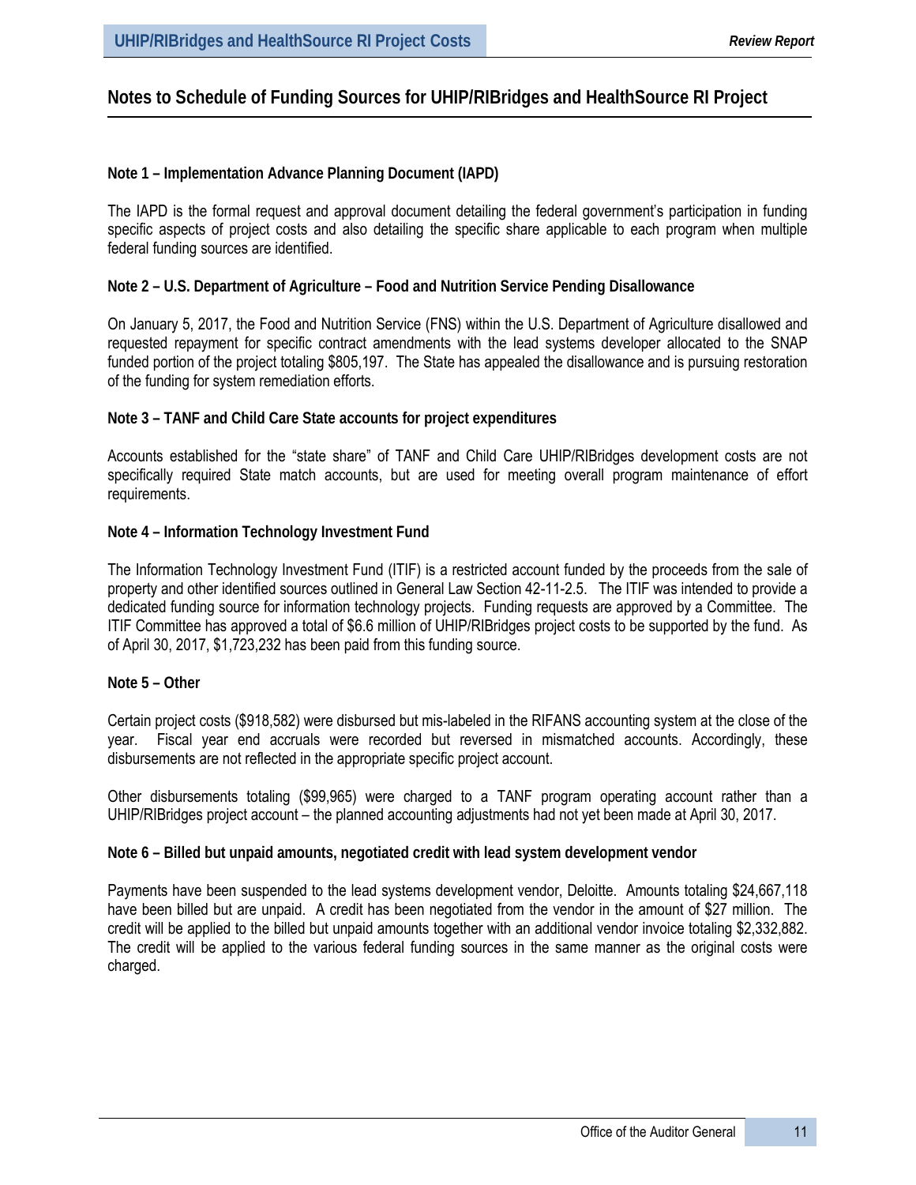## Notes to Schedule of Funding Sources for UHIP/RIBridges and HealthSource RI Project

### Note 1 – Implementation Advance Planning Document (IAPD)

The IAPD is the formal request and approval document detailing the federal government's participation in funding specific aspects of project costs and also detailing the specific share applicable to each program when multiple federal funding sources are identified.

### Note 2 – U.S. Department of Agriculture – Food and Nutrition Service Pending Disallowance

On January 5, 2017, the Food and Nutrition Service (FNS) within the U.S. Department of Agriculture disallowed and requested repayment for specific contract amendments with the lead systems developer allocated to the SNAP funded portion of the project totaling $805,197. The State has appealed the disallowance and is pursuing restoration of the funding for system remediation efforts.

### Note 3 – TANF and Child Care State accounts for project expenditures

Accounts established for the "state share" of TANF and Child Care UHIP/RIBridges development costs are not specifically required State match accounts, but are used for meeting overall program maintenance of effort requirements.

### Note 4 – Information Technology Investment Fund

The Information Technology Investment Fund (ITIF) is a restricted account funded by the proceeds from the sale of property and other identified sources outlined in General Law Section 42-11-2.5. The ITIF was intended to provide a dedicated funding source for information technology projects. Funding requests are approved by a Committee. The ITIF Committee has approved a total of $6.6 million of UHIP/RIBridges project costs to be supported by the fund. As of April 30, 2017, $1,723,232 has been paid from this funding source.

### Note 5 – Other

Certain project costs ($918,582) were disbursed but mis-labeled in the RIFANS accounting system at the close of the year. Fiscal year end accruals were recorded but reversed in mismatched accounts. Accordingly, these disbursements are not reflected in the appropriate specific project account.

Other disbursements totaling ($99,965) were charged to a TANF program operating account rather than a UHIP/RIBridges project account – the planned accounting adjustments had not yet been made at April 30, 2017.

### Note 6 – Billed but unpaid amounts, negotiated credit with lead system development vendor

Payments have been suspended to the lead systems development vendor, Deloitte. Amounts totaling $24,667,118 have been billed but are unpaid. A credit has been negotiated from the vendor in the amount of $27 million. The credit will be applied to the billed but unpaid amounts together with an additional vendor invoice totaling $2,332,882. The credit will be applied to the various federal funding sources in the same manner as the original costs were charged.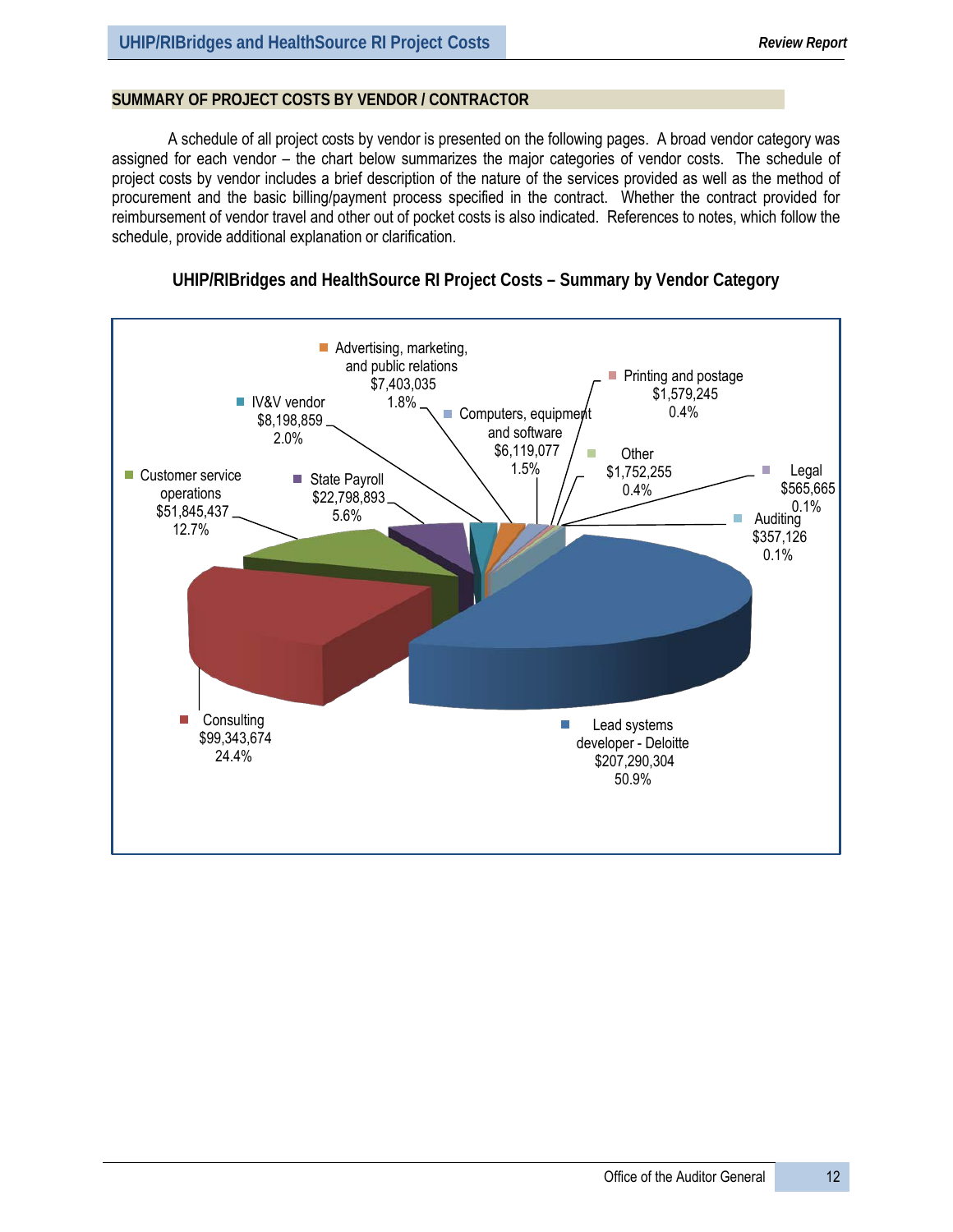## SUMMARY OF PROJECT COSTS BY VENDOR / CONTRACTOR

A schedule of all project costs by vendor is presented on the following pages. A broad vendor category was assigned for each vendor – the chart below summarizes the major categories of vendor costs. The schedule of project costs by vendor includes a brief description of the nature of the services provided as well as the method of procurement and the basic billing/payment process specified in the contract. Whether the contract provided for reimbursement of vendor travel and other out of pocket costs is also indicated. References to notes, which follow the schedule, provide additional explanation or clarification.

**UHIP/RIBridges and HealthSource RI Project Costs – Summary by Vendor Category**

| Vendor Category | Amount | Percent |
|---|---|---|
| Lead systems developer - Deloitte | $207,290,304 | 50.9% |
| Consulting | $99,343,674 | 24.4% |
| Customer service operations | $51,845,437 | 12.7% |
| State Payroll | $22,798,893 | 5.6% |
| IV&V vendor | $8,198,859 | 2.0% |
| Advertising, marketing, and public relations | $7,403,035 | 1.8% |
| Computers, equipment and software | $6,119,077 | 1.5% |
| Other | $1,752,255 | 0.4% |
| Printing and postage | $1,579,245 | 0.4% |
| Legal | $565,665 | 0.1% |
| Auditing | $357,126 | 0.1% |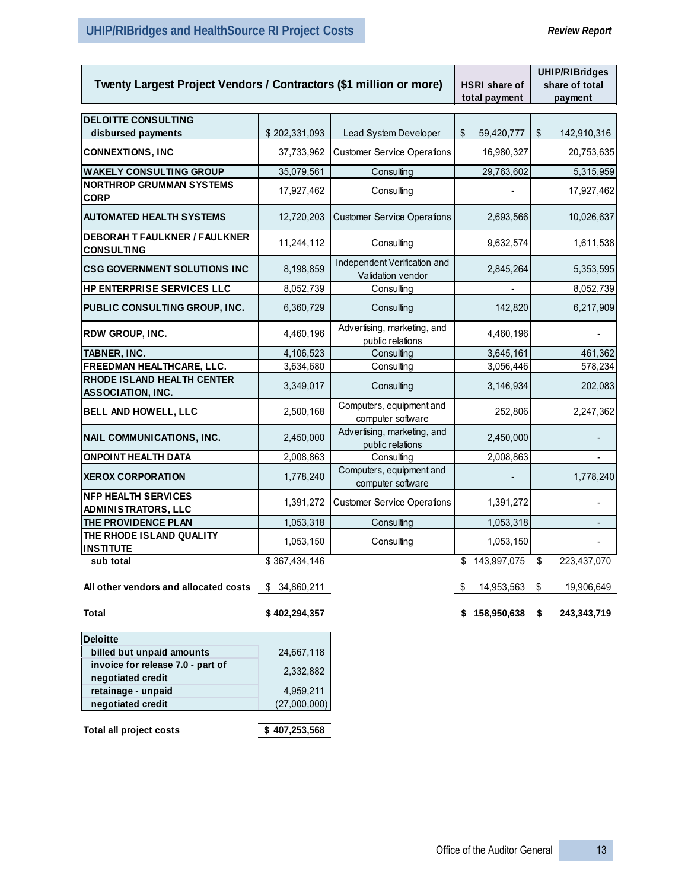| Twenty Largest Project Vendors / Contractors ($1 million or more) | | | HSRI share of total payment | UHIP/RIBridges share of total payment |
|---|---|---|---|---|
| **DELOITTE CONSULTING disbursed payments** | $ 202,331,093 | Lead System Developer | $ 59,420,777 | $ 142,910,316 |
| **CONNEXTIONS, INC** | 37,733,962 | Customer Service Operations | 16,980,327 | 20,753,635 |
| **WAKELY CONSULTING GROUP** | 35,079,561 | Consulting | 29,763,602 | 5,315,959 |
| **NORTHROP GRUMMAN SYSTEMS CORP** | 17,927,462 | Consulting | - | 17,927,462 |
| **AUTOMATED HEALTH SYSTEMS** | 12,720,203 | Customer Service Operations | 2,693,566 | 10,026,637 |
| **DEBORAH T FAULKNER / FAULKNER CONSULTING** | 11,244,112 | Consulting | 9,632,574 | 1,611,538 |
| **CSG GOVERNMENT SOLUTIONS INC** | 8,198,859 | Independent Verification and Validation vendor | 2,845,264 | 5,353,595 |
| **HP ENTERPRISE SERVICES LLC** | 8,052,739 | Consulting | - | 8,052,739 |
| **PUBLIC CONSULTING GROUP, INC.** | 6,360,729 | Consulting | 142,820 | 6,217,909 |
| **RDW GROUP, INC.** | 4,460,196 | Advertising, marketing, and public relations | 4,460,196 | - |
| **TABNER, INC.** | 4,106,523 | Consulting | 3,645,161 | 461,362 |
| **FREEDMAN HEALTHCARE, LLC.** | 3,634,680 | Consulting | 3,056,446 | 578,234 |
| **RHODE ISLAND HEALTH CENTER ASSOCIATION, INC.** | 3,349,017 | Consulting | 3,146,934 | 202,083 |
| **BELL AND HOWELL, LLC** | 2,500,168 | Computers, equipment and computer software | 252,806 | 2,247,362 |
| **NAIL COMMUNICATIONS, INC.** | 2,450,000 | Advertising, marketing, and public relations | 2,450,000 | - |
| **ONPOINT HEALTH DATA** | 2,008,863 | Consulting | 2,008,863 | - |
| **XEROX CORPORATION** | 1,778,240 | Computers, equipment and computer software | - | 1,778,240 |
| **NFP HEALTH SERVICES ADMINISTRATORS, LLC** | 1,391,272 | Customer Service Operations | 1,391,272 | - |
| **THE PROVIDENCE PLAN** | 1,053,318 | Consulting | 1,053,318 | - |
| **THE RHODE ISLAND QUALITY INSTITUTE** | 1,053,150 | Consulting | 1,053,150 | - |
| **sub total** | $ 367,434,146 | | $ 143,997,075 | $ 223,437,070 |
| **All other vendors and allocated costs** | $ 34,860,211 | | $ 14,953,563 | $ 19,906,649 |
| **Total** | **$ 402,294,357** | | **$ 158,950,638** | **$ 243,343,719** |

| Deloitte | |
|---|---|
| billed but unpaid amounts | 24,667,118 |
| invoice for release 7.0 - part of negotiated credit | 2,332,882 |
| retainage - unpaid | 4,959,211 |
| negotiated credit | (27,000,000) |

| | |
|---|---|
| **Total all project costs** | **$ 407,253,568** |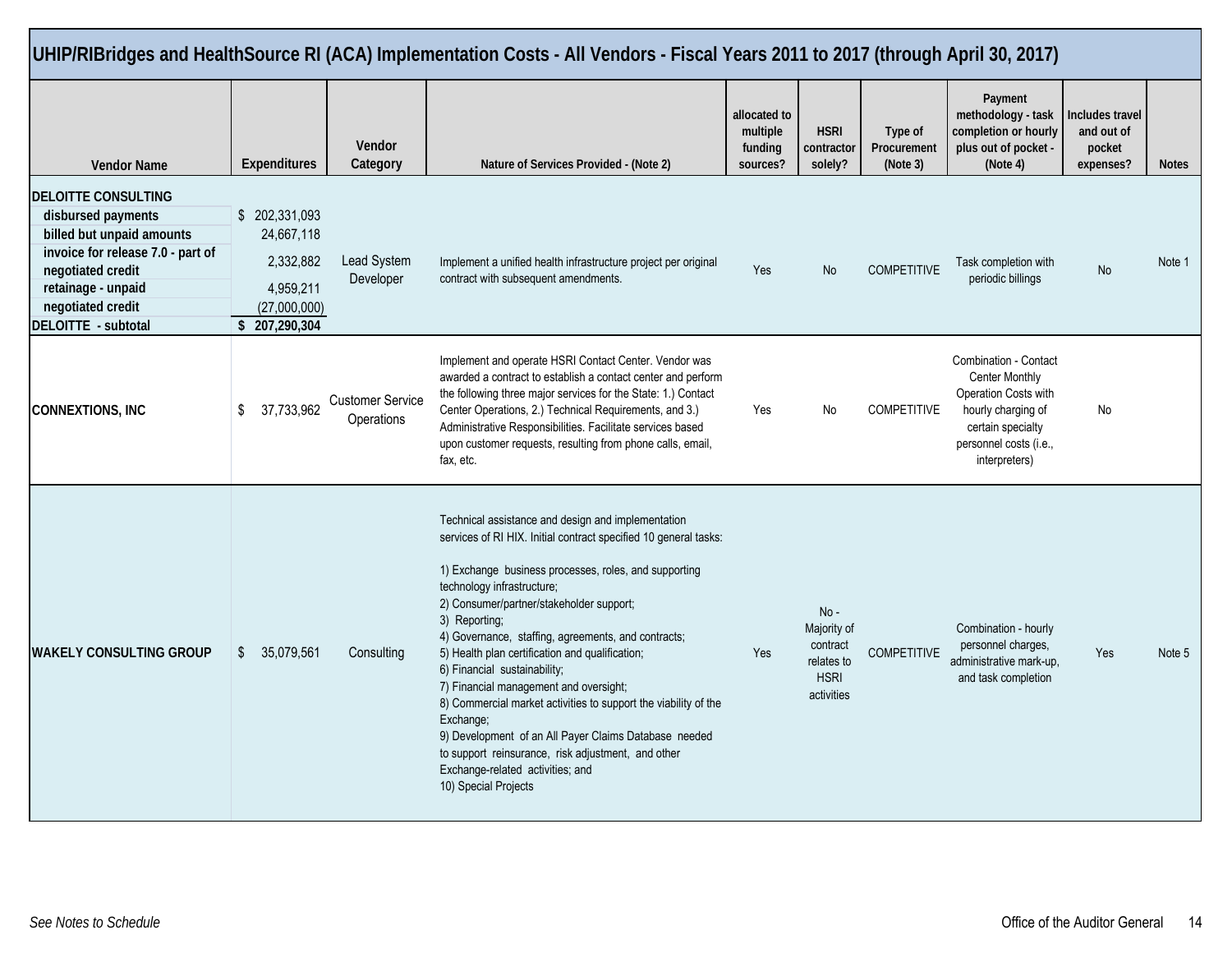# UHIP/RIBridges and HealthSource RI (ACA) Implementation Costs - All Vendors - Fiscal Years 2011 to 2017 (through April 30, 2017)

| Vendor Name | Expenditures | Vendor Category | Nature of Services Provided - (Note 2) | allocated to multiple funding sources? | HSRI contractor solely? | Type of Procurement (Note 3) | Payment methodology - task completion or hourly plus out of pocket - (Note 4) | Includes travel and out of pocket expenses? | Notes |
|---|---|---|---|---|---|---|---|---|---|
| **DELOITTE CONSULTING** | | | | | | | | | |
| **disbursed payments** | $ 202,331,093 | Lead System Developer | Implement a unified health infrastructure project per original contract with subsequent amendments. | Yes | No | COMPETITIVE | Task completion with periodic billings | No | Note 1 |
| **billed but unpaid amounts** | 24,667,118 | | | | | | | | |
| **invoice for release 7.0 - part of negotiated credit** | 2,332,882 | | | | | | | | |
| **retainage - unpaid** | 4,959,211 | | | | | | | | |
| **negotiated credit** | (27,000,000) | | | | | | | | |
| **DELOITTE - subtotal** | **$ 207,290,304** | | | | | | | | |
| **CONNEXTIONS, INC** | $ 37,733,962 | Customer Service Operations | Implement and operate HSRI Contact Center. Vendor was awarded a contract to establish a contact center and perform the following three major services for the State: 1.) Contact Center Operations, 2.) Technical Requirements, and 3.) Administrative Responsibilities. Facilitate services based upon customer requests, resulting from phone calls, email, fax, etc. | Yes | No | COMPETITIVE | Combination - Contact Center Monthly Operation Costs with hourly charging of certain specialty personnel costs (i.e., interpreters) | No | |
| **WAKELY CONSULTING GROUP** | $ 35,079,561 | Consulting | Technical assistance and design and implementation services of RI HIX. Initial contract specified 10 general tasks:<br><br>1) Exchange business processes, roles, and supporting technology infrastructure;<br>2) Consumer/partner/stakeholder support;<br>3) Reporting;<br>4) Governance, staffing, agreements, and contracts;<br>5) Health plan certification and qualification;<br>6) Financial sustainability;<br>7) Financial management and oversight;<br>8) Commercial market activities to support the viability of the Exchange;<br>9) Development of an All Payer Claims Database needed to support reinsurance, risk adjustment, and other Exchange-related activities; and<br>10) Special Projects | Yes | No - Majority of contract relates to HSRI activities | COMPETITIVE | Combination - hourly personnel charges, administrative mark-up, and task completion | Yes | Note 5 |

*See Notes to Schedule*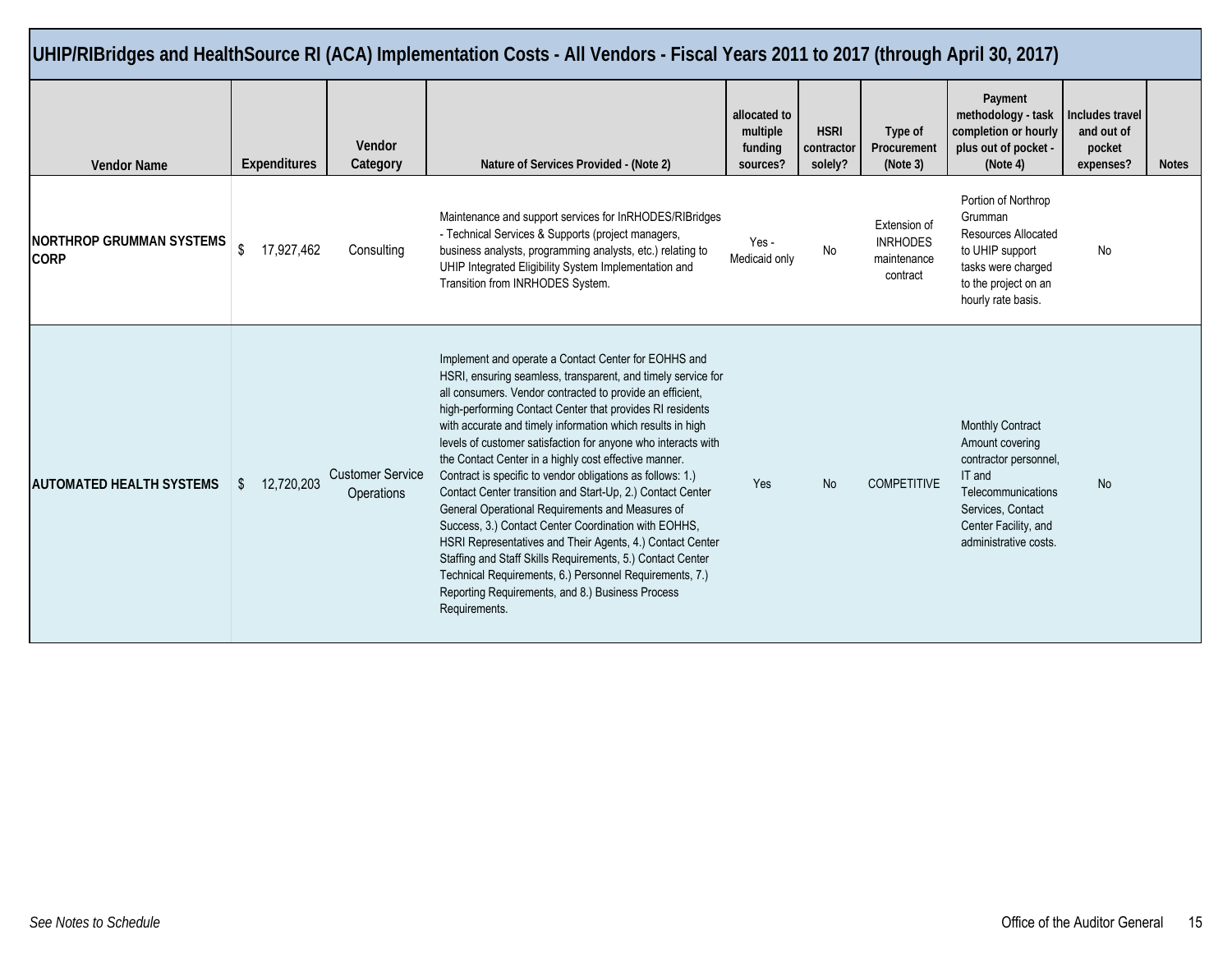## UHIP/RIBridges and HealthSource RI (ACA) Implementation Costs - All Vendors - Fiscal Years 2011 to 2017 (through April 30, 2017)

| Vendor Name | Expenditures | Vendor Category | Nature of Services Provided - (Note 2) | allocated to multiple funding sources? | HSRI contractor solely? | Type of Procurement (Note 3) | Payment methodology - task completion or hourly plus out of pocket - (Note 4) | Includes travel and out of pocket expenses? | Notes |
|---|---|---|---|---|---|---|---|---|---|
| **NORTHROP GRUMMAN SYSTEMS CORP** | $ 17,927,462 | Consulting | Maintenance and support services for InRHODES/RIBridges - Technical Services & Supports (project managers, business analysts, programming analysts, etc.) relating to UHIP Integrated Eligibility System Implementation and Transition from INRHODES System. | Yes - Medicaid only | No | Extension of INRHODES maintenance contract | Portion of Northrop Grumman Resources Allocated to UHIP support tasks were charged to the project on an hourly rate basis. | No | |
| **AUTOMATED HEALTH SYSTEMS** | $ 12,720,203 | Customer Service Operations | Implement and operate a Contact Center for EOHHS and HSRI, ensuring seamless, transparent, and timely service for all consumers. Vendor contracted to provide an efficient, high-performing Contact Center that provides RI residents with accurate and timely information which results in high levels of customer satisfaction for anyone who interacts with the Contact Center in a highly cost effective manner. Contract is specific to vendor obligations as follows: 1.) Contact Center transition and Start-Up, 2.) Contact Center General Operational Requirements and Measures of Success, 3.) Contact Center Coordination with EOHHS, HSRI Representatives and Their Agents, 4.) Contact Center Staffing and Staff Skills Requirements, 5.) Contact Center Technical Requirements, 6.) Personnel Requirements, 7.) Reporting Requirements, and 8.) Business Process Requirements. | Yes | No | COMPETITIVE | Monthly Contract Amount covering contractor personnel, IT and Telecommunications Services, Contact Center Facility, and administrative costs. | No | |

*See Notes to Schedule*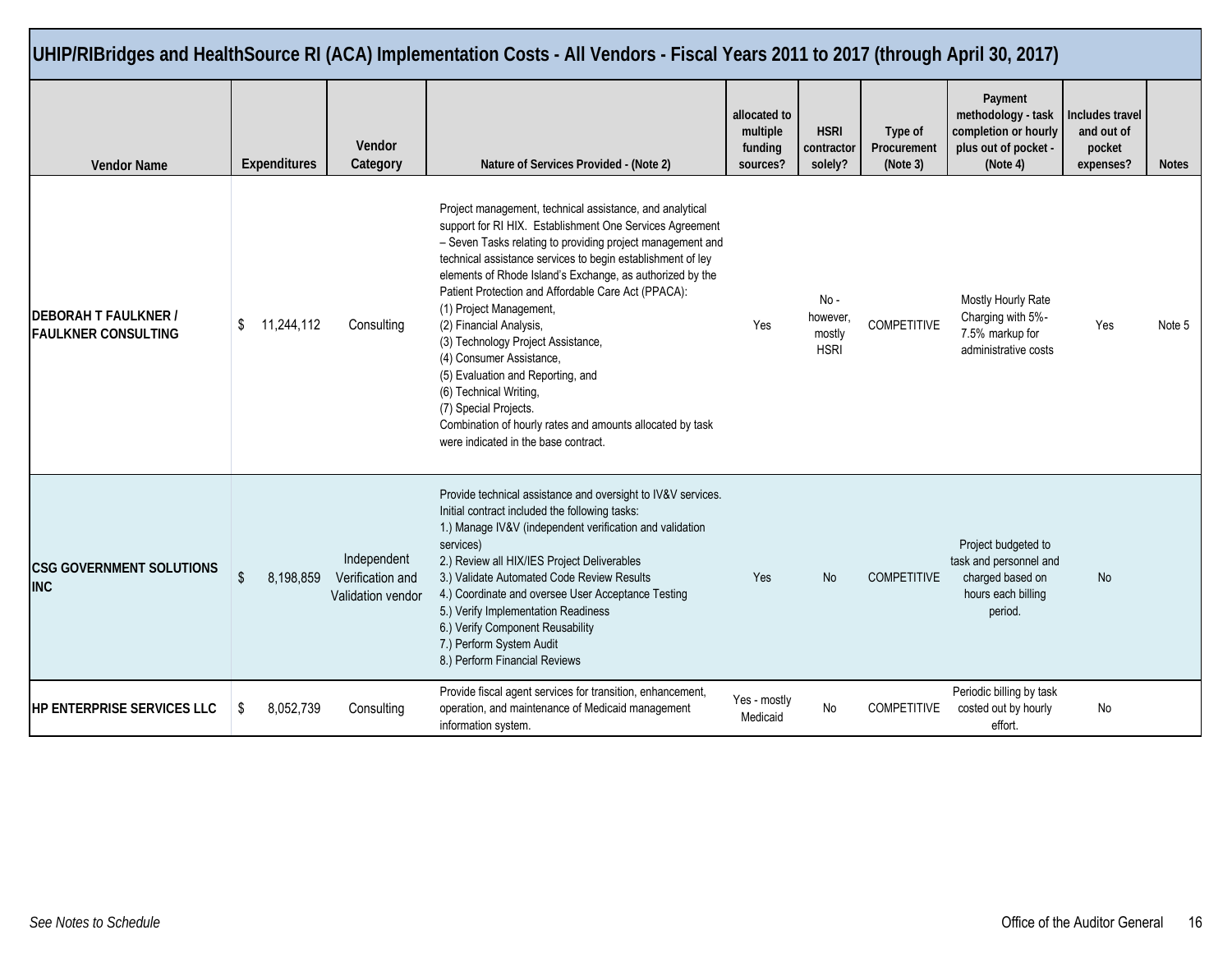## UHIP/RIBridges and HealthSource RI (ACA) Implementation Costs - All Vendors - Fiscal Years 2011 to 2017 (through April 30, 2017)

| Vendor Name | Expenditures | Vendor Category | Nature of Services Provided - (Note 2) | allocated to multiple funding sources? | HSRI contractor solely? | Type of Procurement (Note 3) | Payment methodology - task completion or hourly plus out of pocket - (Note 4) | Includes travel and out of pocket expenses? | Notes |
|---|---|---|---|---|---|---|---|---|---|
| **DEBORAH T FAULKNER / FAULKNER CONSULTING** | $ 11,244,112 | Consulting | Project management, technical assistance, and analytical support for RI HIX. Establishment One Services Agreement – Seven Tasks relating to providing project management and technical assistance services to begin establishment of ley elements of Rhode Island's Exchange, as authorized by the Patient Protection and Affordable Care Act (PPACA): (1) Project Management, (2) Financial Analysis, (3) Technology Project Assistance, (4) Consumer Assistance, (5) Evaluation and Reporting, and (6) Technical Writing, (7) Special Projects. Combination of hourly rates and amounts allocated by task were indicated in the base contract. | Yes | No - however, mostly HSRI | COMPETITIVE | Mostly Hourly Rate Charging with 5%-7.5% markup for administrative costs | Yes | Note 5 |
| **CSG GOVERNMENT SOLUTIONS INC** | $ 8,198,859 | Independent Verification and Validation vendor | Provide technical assistance and oversight to IV&V services. Initial contract included the following tasks: 1.) Manage IV&V (independent verification and validation services) 2.) Review all HIX/IES Project Deliverables 3.) Validate Automated Code Review Results 4.) Coordinate and oversee User Acceptance Testing 5.) Verify Implementation Readiness 6.) Verify Component Reusability 7.) Perform System Audit 8.) Perform Financial Reviews | Yes | No | COMPETITIVE | Project budgeted to task and personnel and charged based on hours each billing period. | No | |
| **HP ENTERPRISE SERVICES LLC** | $ 8,052,739 | Consulting | Provide fiscal agent services for transition, enhancement, operation, and maintenance of Medicaid management information system. | Yes - mostly Medicaid | No | COMPETITIVE | Periodic billing by task costed out by hourly effort. | No | |

*See Notes to Schedule*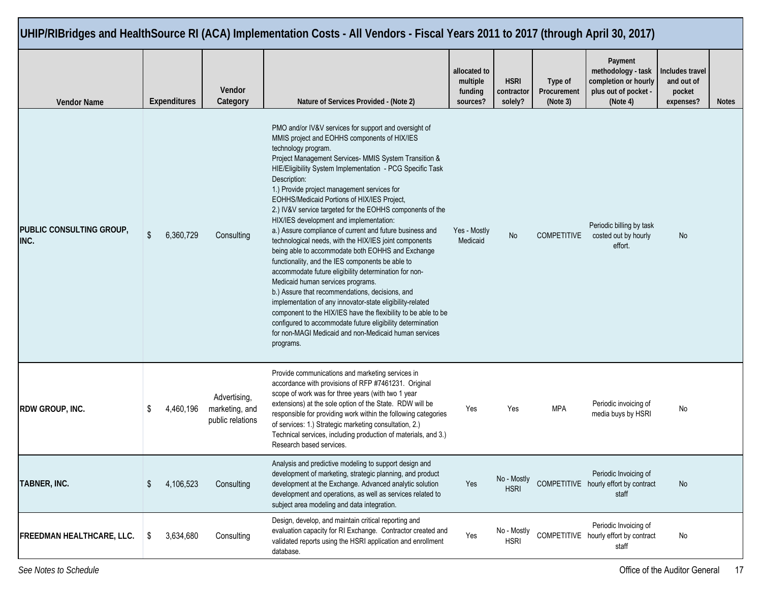## UHIP/RIBridges and HealthSource RI (ACA) Implementation Costs - All Vendors - Fiscal Years 2011 to 2017 (through April 30, 2017)

| Vendor Name | Expenditures | Vendor Category | Nature of Services Provided - (Note 2) | allocated to multiple funding sources? | HSRI contractor solely? | Type of Procurement (Note 3) | Payment methodology - task completion or hourly plus out of pocket - (Note 4) | Includes travel and out of pocket expenses? | Notes |
|---|---|---|---|---|---|---|---|---|---|
| PUBLIC CONSULTING GROUP, INC. | $ 6,360,729 | Consulting | PMO and/or IV&V services for support and oversight of MMIS project and EOHHS components of HIX/IES technology program.<br>Project Management Services- MMIS System Transition & HIE/Eligibility System Implementation - PCG Specific Task Description:<br>1.) Provide project management services for EOHHS/Medicaid Portions of HIX/IES Project,<br>2.) IV&V service targeted for the EOHHS components of the HIX/IES development and implementation:<br>a.) Assure compliance of current and future business and technological needs, with the HIX/IES joint components being able to accommodate both EOHHS and Exchange functionality, and the IES components be able to accommodate future eligibility determination for non-Medicaid human services programs.<br>b.) Assure that recommendations, decisions, and implementation of any innovator-state eligibility-related component to the HIX/IES have the flexibility to be able to be configured to accommodate future eligibility determination for non-MAGI Medicaid and non-Medicaid human services programs. | Yes - Mostly Medicaid | No | COMPETITIVE | Periodic billing by task costed out by hourly effort. | No | |
| RDW GROUP, INC. | $ 4,460,196 | Advertising, marketing, and public relations | Provide communications and marketing services in accordance with provisions of RFP #7461231. Original scope of work was for three years (with two 1 year extensions) at the sole option of the State. RDW will be responsible for providing work within the following categories of services: 1.) Strategic marketing consultation, 2.) Technical services, including production of materials, and 3.) Research based services. | Yes | Yes | MPA | Periodic invoicing of media buys by HSRI | No | |
| TABNER, INC. | $ 4,106,523 | Consulting | Analysis and predictive modeling to support design and development of marketing, strategic planning, and product development at the Exchange. Advanced analytic solution development and operations, as well as services related to subject area modeling and data integration. | Yes | No - Mostly HSRI | COMPETITIVE | Periodic Invoicing of hourly effort by contract staff | No | |
| FREEDMAN HEALTHCARE, LLC. | $ 3,634,680 | Consulting | Design, develop, and maintain critical reporting and evaluation capacity for RI Exchange. Contractor created and validated reports using the HSRI application and enrollment database. | Yes | No - Mostly HSRI | COMPETITIVE | Periodic Invoicing of hourly effort by contract staff | No | |

*See Notes to Schedule*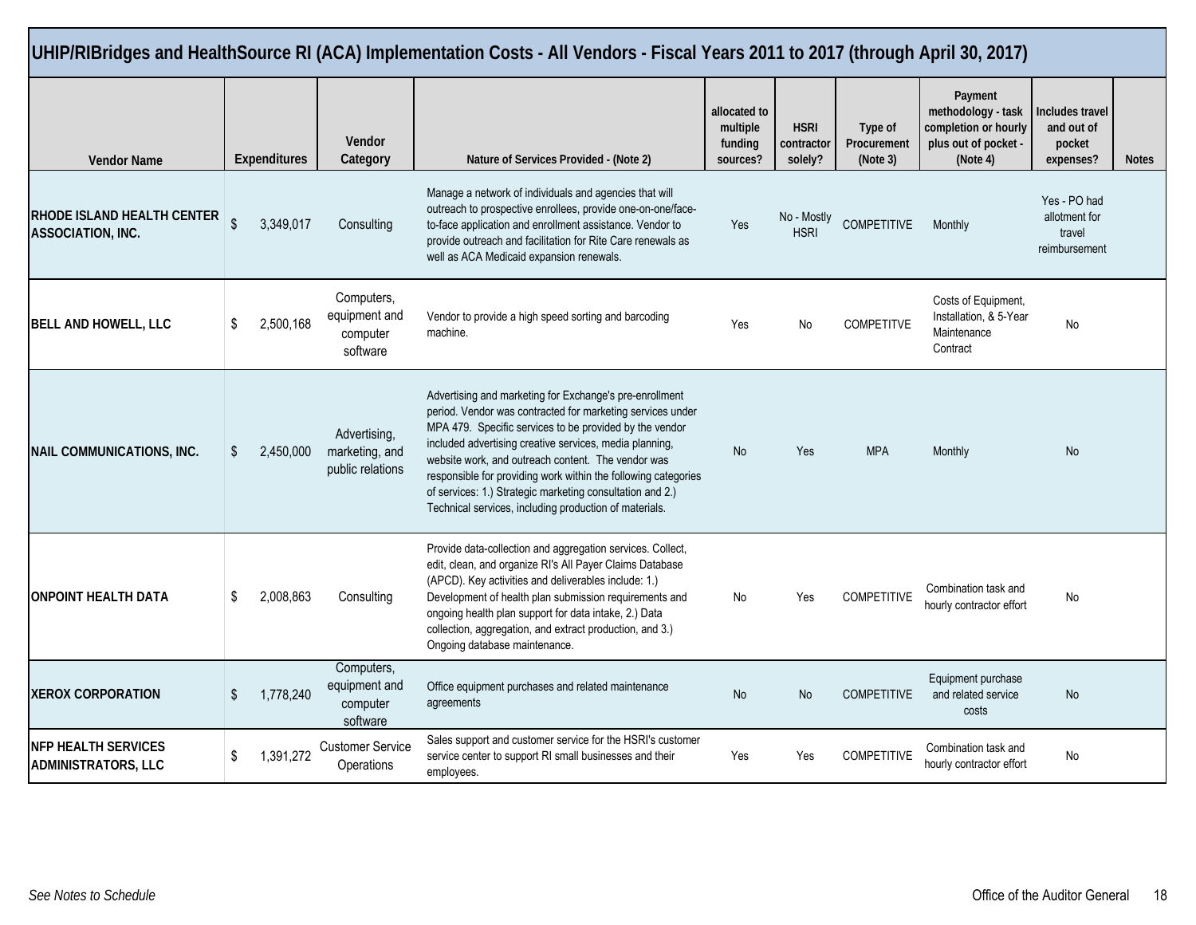## UHIP/RIBridges and HealthSource RI (ACA) Implementation Costs - All Vendors - Fiscal Years 2011 to 2017 (through April 30, 2017)

| Vendor Name | Expenditures | Vendor Category | Nature of Services Provided - (Note 2) | allocated to multiple funding sources? | HSRI contractor solely? | Type of Procurement (Note 3) | Payment methodology - task completion or hourly plus out of pocket - (Note 4) | Includes travel and out of pocket expenses? | Notes |
|---|---|---|---|---|---|---|---|---|---|
| **RHODE ISLAND HEALTH CENTER ASSOCIATION, INC.** | $ 3,349,017 | Consulting | Manage a network of individuals and agencies that will outreach to prospective enrollees, provide one-on-one/face-to-face application and enrollment assistance. Vendor to provide outreach and facilitation for Rite Care renewals as well as ACA Medicaid expansion renewals. | Yes | No - Mostly HSRI | COMPETITIVE | Monthly | Yes - PO had allotment for travel reimbursement | |
| **BELL AND HOWELL, LLC** | $ 2,500,168 | Computers, equipment and computer software | Vendor to provide a high speed sorting and barcoding machine. | Yes | No | COMPETITVE | Costs of Equipment, Installation, & 5-Year Maintenance Contract | No | |
| **NAIL COMMUNICATIONS, INC.** | $ 2,450,000 | Advertising, marketing, and public relations | Advertising and marketing for Exchange's pre-enrollment period. Vendor was contracted for marketing services under MPA 479. Specific services to be provided by the vendor included advertising creative services, media planning, website work, and outreach content. The vendor was responsible for providing work within the following categories of services: 1.) Strategic marketing consultation and 2.) Technical services, including production of materials. | No | Yes | MPA | Monthly | No | |
| **ONPOINT HEALTH DATA** | $ 2,008,863 | Consulting | Provide data-collection and aggregation services. Collect, edit, clean, and organize RI's All Payer Claims Database (APCD). Key activities and deliverables include: 1.) Development of health plan submission requirements and ongoing health plan support for data intake, 2.) Data collection, aggregation, and extract production, and 3.) Ongoing database maintenance. | No | Yes | COMPETITIVE | Combination task and hourly contractor effort | No | |
| **XEROX CORPORATION** | $ 1,778,240 | Computers, equipment and computer software | Office equipment purchases and related maintenance agreements | No | No | COMPETITIVE | Equipment purchase and related service costs | No | |
| **NFP HEALTH SERVICES ADMINISTRATORS, LLC** | $ 1,391,272 | Customer Service Operations | Sales support and customer service for the HSRI's customer service center to support RI small businesses and their employees. | Yes | Yes | COMPETITIVE | Combination task and hourly contractor effort | No | |

*See Notes to Schedule*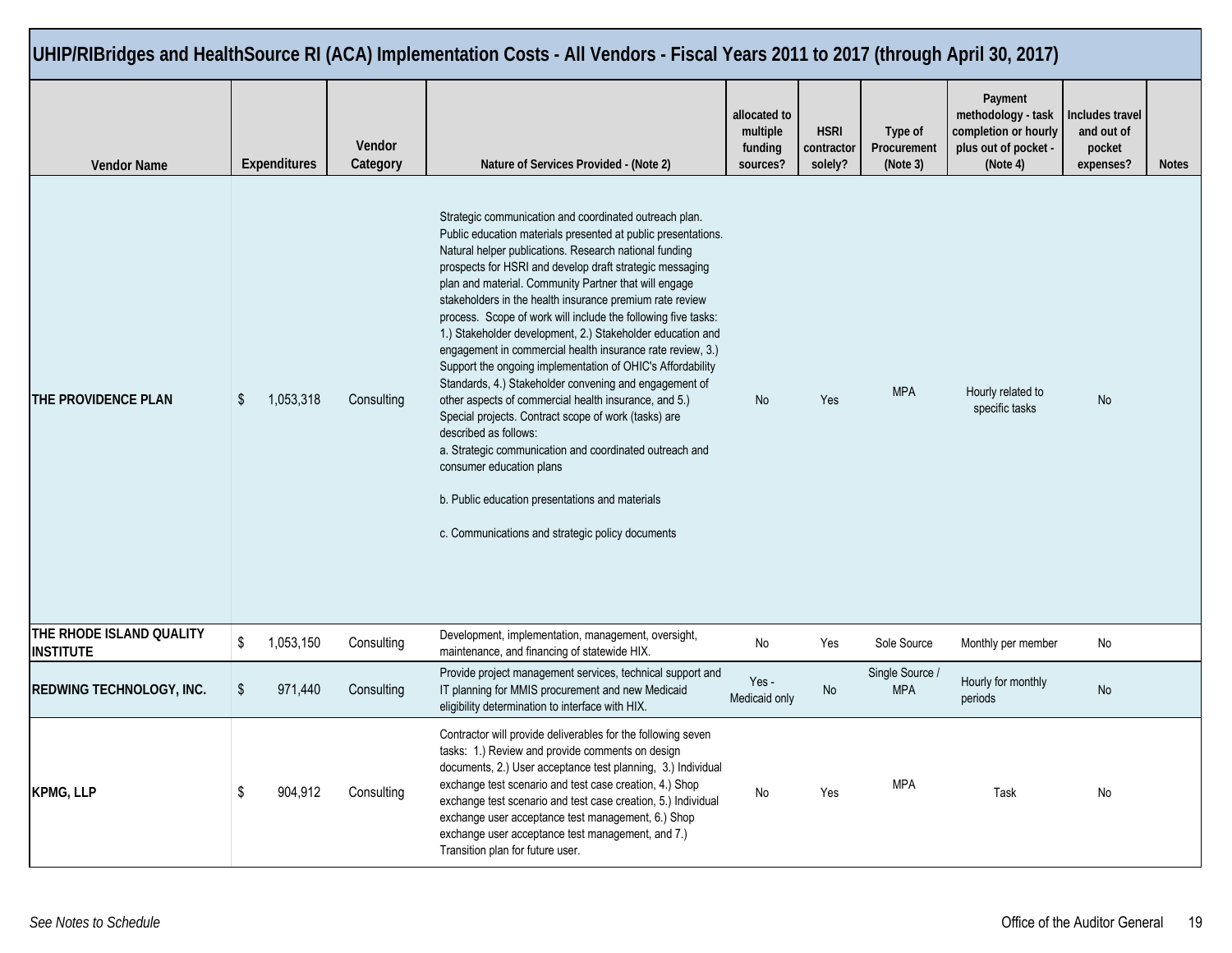# UHIP/RIBridges and HealthSource RI (ACA) Implementation Costs - All Vendors - Fiscal Years 2011 to 2017 (through April 30, 2017)

| Vendor Name | Expenditures | Vendor Category | Nature of Services Provided - (Note 2) | allocated to multiple funding sources? | HSRI contractor solely? | Type of Procurement (Note 3) | Payment methodology - task completion or hourly plus out of pocket - (Note 4) | Includes travel and out of pocket expenses? | Notes |
|---|---|---|---|---|---|---|---|---|---|
| **THE PROVIDENCE PLAN** | $ 1,053,318 | Consulting | Strategic communication and coordinated outreach plan. Public education materials presented at public presentations. Natural helper publications. Research national funding prospects for HSRI and develop draft strategic messaging plan and material. Community Partner that will engage stakeholders in the health insurance premium rate review process. Scope of work will include the following five tasks: 1.) Stakeholder development, 2.) Stakeholder education and engagement in commercial health insurance rate review, 3.) Support the ongoing implementation of OHIC's Affordability Standards, 4.) Stakeholder convening and engagement of other aspects of commercial health insurance, and 5.) Special projects. Contract scope of work (tasks) are described as follows:<br>a. Strategic communication and coordinated outreach and consumer education plans<br>b. Public education presentations and materials<br>c. Communications and strategic policy documents | No | Yes | MPA | Hourly related to specific tasks | No | |
| **THE RHODE ISLAND QUALITY INSTITUTE** | $ 1,053,150 | Consulting | Development, implementation, management, oversight, maintenance, and financing of statewide HIX. | No | Yes | Sole Source | Monthly per member | No | |
| **REDWING TECHNOLOGY, INC.** | $ 971,440 | Consulting | Provide project management services, technical support and IT planning for MMIS procurement and new Medicaid eligibility determination to interface with HIX. | Yes - Medicaid only | No | Single Source / MPA | Hourly for monthly periods | No | |
| **KPMG, LLP** | $ 904,912 | Consulting | Contractor will provide deliverables for the following seven tasks: 1.) Review and provide comments on design documents, 2.) User acceptance test planning, 3.) Individual exchange test scenario and test case creation, 4.) Shop exchange test scenario and test case creation, 5.) Individual exchange user acceptance test management, 6.) Shop exchange user acceptance test management, and 7.) Transition plan for future user. | No | Yes | MPA | Task | No | |

*See Notes to Schedule*

Office of the Auditor General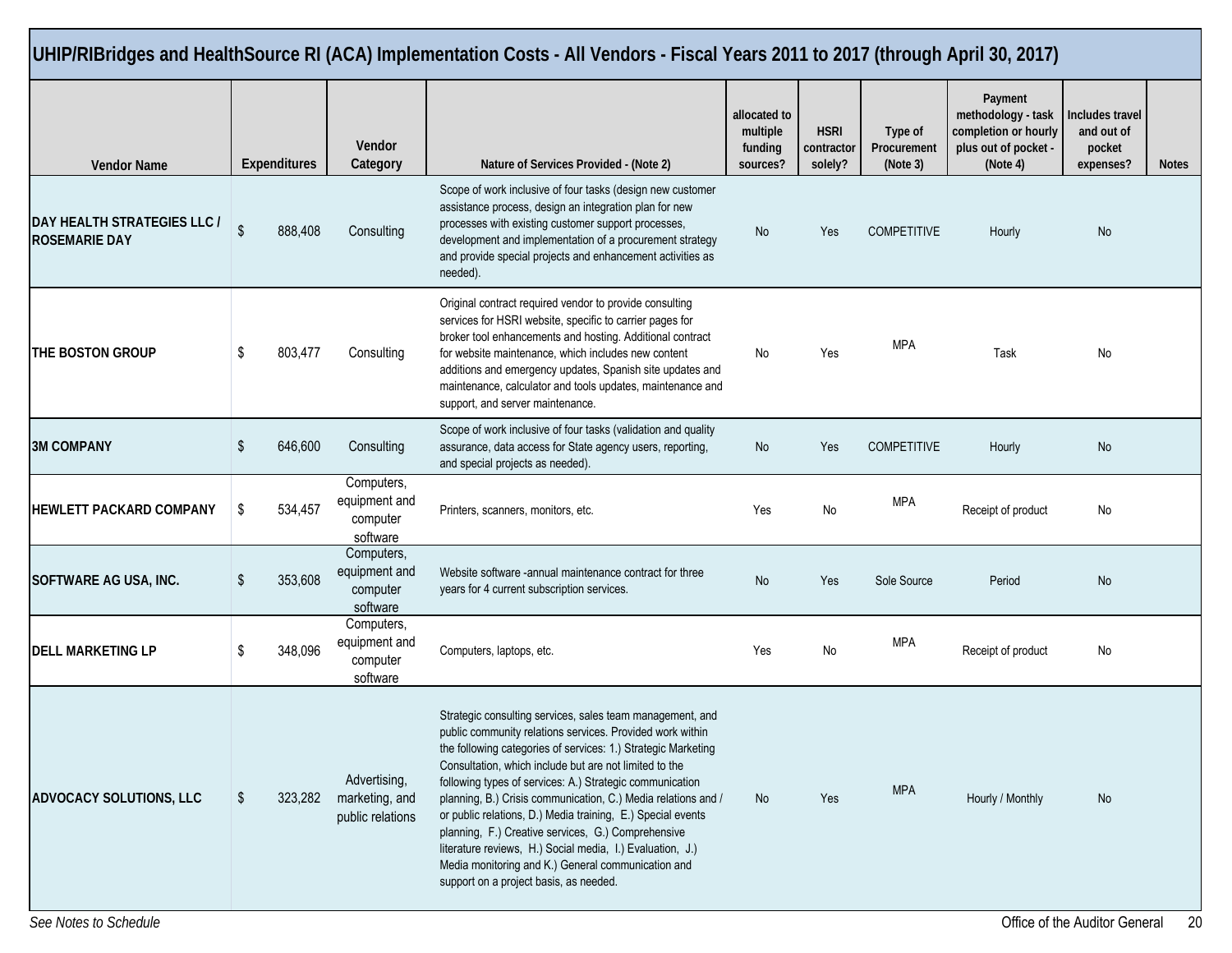## UHIP/RIBridges and HealthSource RI (ACA) Implementation Costs - All Vendors - Fiscal Years 2011 to 2017 (through April 30, 2017)

| Vendor Name | Expenditures | Vendor Category | Nature of Services Provided - (Note 2) | allocated to multiple funding sources? | HSRI contractor solely? | Type of Procurement (Note 3) | Payment methodology - task completion or hourly plus out of pocket - (Note 4) | Includes travel and out of pocket expenses? | Notes |
|---|---|---|---|---|---|---|---|---|---|
| DAY HEALTH STRATEGIES LLC / ROSEMARIE DAY | $ 888,408 | Consulting | Scope of work inclusive of four tasks (design new customer assistance process, design an integration plan for new processes with existing customer support processes, development and implementation of a procurement strategy and provide special projects and enhancement activities as needed). | No | Yes | COMPETITIVE | Hourly | No | |
| THE BOSTON GROUP | $ 803,477 | Consulting | Original contract required vendor to provide consulting services for HSRI website, specific to carrier pages for broker tool enhancements and hosting. Additional contract for website maintenance, which includes new content additions and emergency updates, Spanish site updates and maintenance, calculator and tools updates, maintenance and support, and server maintenance. | No | Yes | MPA | Task | No | |
| 3M COMPANY | $ 646,600 | Consulting | Scope of work inclusive of four tasks (validation and quality assurance, data access for State agency users, reporting, and special projects as needed). | No | Yes | COMPETITIVE | Hourly | No | |
| HEWLETT PACKARD COMPANY | $ 534,457 | Computers, equipment and computer software | Printers, scanners, monitors, etc. | Yes | No | MPA | Receipt of product | No | |
| SOFTWARE AG USA, INC. | $ 353,608 | Computers, equipment and computer software | Website software -annual maintenance contract for three years for 4 current subscription services. | No | Yes | Sole Source | Period | No | |
| DELL MARKETING LP | $ 348,096 | Computers, equipment and computer software | Computers, laptops, etc. | Yes | No | MPA | Receipt of product | No | |
| ADVOCACY SOLUTIONS, LLC | $ 323,282 | Advertising, marketing, and public relations | Strategic consulting services, sales team management, and public community relations services. Provided work within the following categories of services: 1.) Strategic Marketing Consultation, which include but are not limited to the following types of services: A.) Strategic communication planning, B.) Crisis communication, C.) Media relations and / or public relations, D.) Media training, E.) Special events planning, F.) Creative services, G.) Comprehensive literature reviews, H.) Social media, I.) Evaluation, J.) Media monitoring and K.) General communication and support on a project basis, as needed. | No | Yes | MPA | Hourly / Monthly | No | |

*See Notes to Schedule*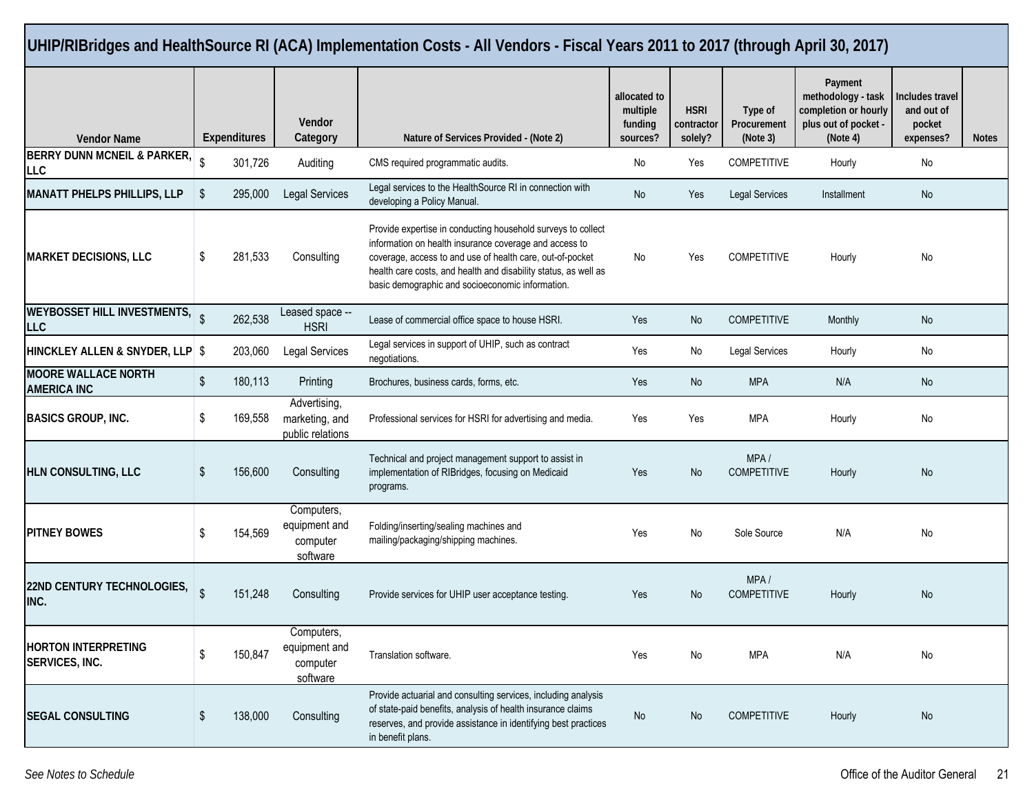## UHIP/RIBridges and HealthSource RI (ACA) Implementation Costs - All Vendors - Fiscal Years 2011 to 2017 (through April 30, 2017)

| Vendor Name | Expenditures | Vendor Category | Nature of Services Provided - (Note 2) | allocated to multiple funding sources? | HSRI contractor solely? | Type of Procurement (Note 3) | Payment methodology - task completion or hourly plus out of pocket - (Note 4) | Includes travel and out of pocket expenses? | Notes |
|---|---|---|---|---|---|---|---|---|---|
| **BERRY DUNN MCNEIL & PARKER, LLC** | $ 301,726 | Auditing | CMS required programmatic audits. | No | Yes | COMPETITIVE | Hourly | No | |
| **MANATT PHELPS PHILLIPS, LLP** | $ 295,000 | Legal Services | Legal services to the HealthSource RI in connection with developing a Policy Manual. | No | Yes | Legal Services | Installment | No | |
| **MARKET DECISIONS, LLC** | $ 281,533 | Consulting | Provide expertise in conducting household surveys to collect information on health insurance coverage and access to coverage, access to and use of health care, out-of-pocket health care costs, and health and disability status, as well as basic demographic and socioeconomic information. | No | Yes | COMPETITIVE | Hourly | No | |
| **WEYBOSSET HILL INVESTMENTS, LLC** | $ 262,538 | Leased space -- HSRI | Lease of commercial office space to house HSRI. | Yes | No | COMPETITIVE | Monthly | No | |
| **HINCKLEY ALLEN & SNYDER, LLP** | $ 203,060 | Legal Services | Legal services in support of UHIP, such as contract negotiations. | Yes | No | Legal Services | Hourly | No | |
| **MOORE WALLACE NORTH AMERICA INC** | $ 180,113 | Printing | Brochures, business cards, forms, etc. | Yes | No | MPA | N/A | No | |
| **BASICS GROUP, INC.** | $ 169,558 | Advertising, marketing, and public relations | Professional services for HSRI for advertising and media. | Yes | Yes | MPA | Hourly | No | |
| **HLN CONSULTING, LLC** | $ 156,600 | Consulting | Technical and project management support to assist in implementation of RIBridges, focusing on Medicaid programs. | Yes | No | MPA / COMPETITIVE | Hourly | No | |
| **PITNEY BOWES** | $ 154,569 | Computers, equipment and computer software | Folding/inserting/sealing machines and mailing/packaging/shipping machines. | Yes | No | Sole Source | N/A | No | |
| **22ND CENTURY TECHNOLOGIES, INC.** | $ 151,248 | Consulting | Provide services for UHIP user acceptance testing. | Yes | No | MPA / COMPETITIVE | Hourly | No | |
| **HORTON INTERPRETING SERVICES, INC.** | $ 150,847 | Computers, equipment and computer software | Translation software. | Yes | No | MPA | N/A | No | |
| **SEGAL CONSULTING** | $ 138,000 | Consulting | Provide actuarial and consulting services, including analysis of state-paid benefits, analysis of health insurance claims reserves, and provide assistance in identifying best practices in benefit plans. | No | No | COMPETITIVE | Hourly | No | |

*See Notes to Schedule*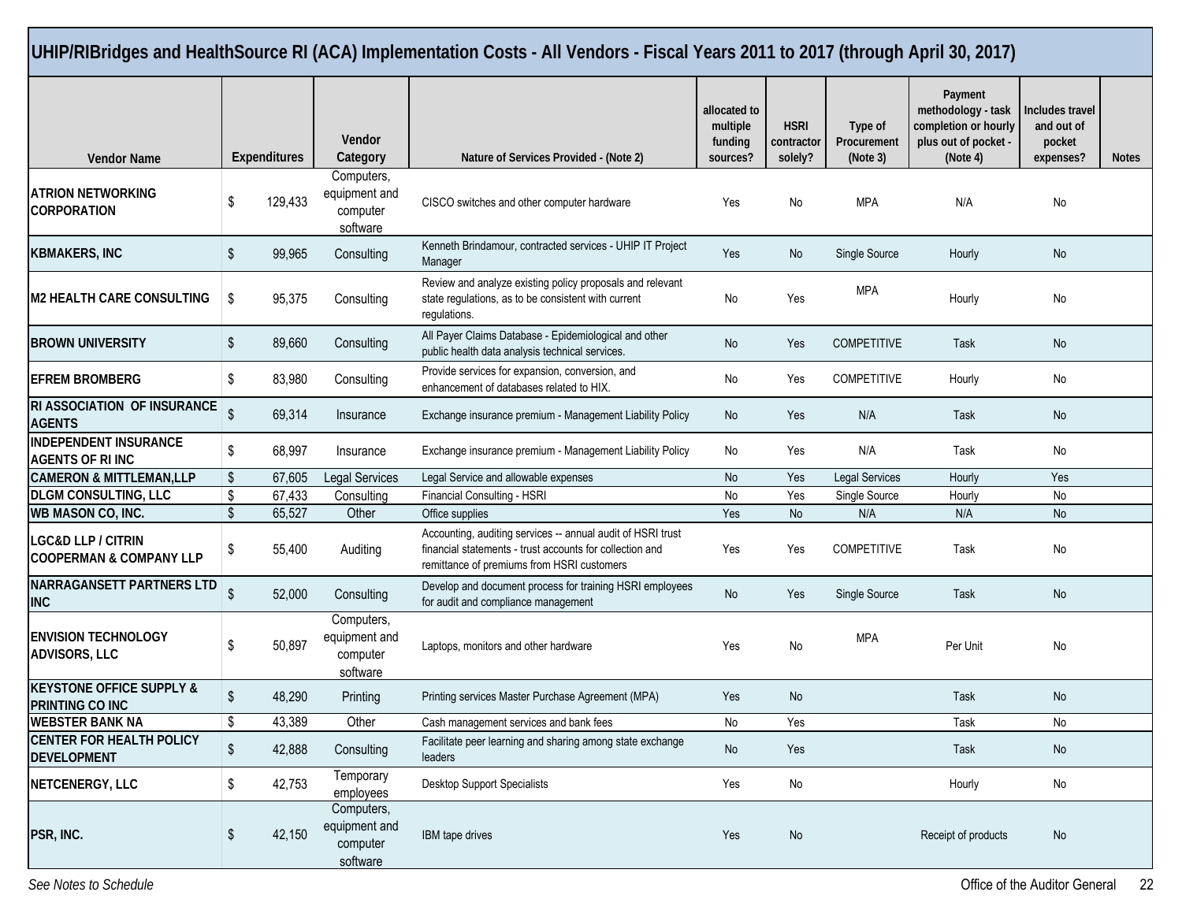# UHIP/RIBridges and HealthSource RI (ACA) Implementation Costs - All Vendors - Fiscal Years 2011 to 2017 (through April 30, 2017)

| Vendor Name | Expenditures | Vendor Category | Nature of Services Provided - (Note 2) | allocated to multiple funding sources? | HSRI contractor solely? | Type of Procurement (Note 3) | Payment methodology - task completion or hourly plus out of pocket - (Note 4) | Includes travel and out of pocket expenses? | Notes |
|---|---|---|---|---|---|---|---|---|---|
| ATRION NETWORKING CORPORATION | $ 129,433 | Computers, equipment and computer software | CISCO switches and other computer hardware | Yes | No | MPA | N/A | No | |
| KBMAKERS, INC | $ 99,965 | Consulting | Kenneth Brindamour, contracted services - UHIP IT Project Manager | Yes | No | Single Source | Hourly | No | |
| M2 HEALTH CARE CONSULTING | $ 95,375 | Consulting | Review and analyze existing policy proposals and relevant state regulations, as to be consistent with current regulations. | No | Yes | MPA | Hourly | No | |
| BROWN UNIVERSITY | $ 89,660 | Consulting | All Payer Claims Database - Epidemiological and other public health data analysis technical services. | No | Yes | COMPETITIVE | Task | No | |
| EFREM BROMBERG | $ 83,980 | Consulting | Provide services for expansion, conversion, and enhancement of databases related to HIX. | No | Yes | COMPETITIVE | Hourly | No | |
| RI ASSOCIATION OF INSURANCE AGENTS | $ 69,314 | Insurance | Exchange insurance premium - Management Liability Policy | No | Yes | N/A | Task | No | |
| INDEPENDENT INSURANCE AGENTS OF RI INC | $ 68,997 | Insurance | Exchange insurance premium - Management Liability Policy | No | Yes | N/A | Task | No | |
| CAMERON & MITTLEMAN,LLP | $ 67,605 | Legal Services | Legal Service and allowable expenses | No | Yes | Legal Services | Hourly | Yes | |
| DLGM CONSULTING, LLC | $ 67,433 | Consulting | Financial Consulting - HSRI | No | Yes | Single Source | Hourly | No | |
| WB MASON CO, INC. | $ 65,527 | Other | Office supplies | Yes | No | N/A | N/A | No | |
| LGC&D LLP / CITRIN COOPERMAN & COMPANY LLP | $ 55,400 | Auditing | Accounting, auditing services -- annual audit of HSRI trust financial statements - trust accounts for collection and remittance of premiums from HSRI customers | Yes | Yes | COMPETITIVE | Task | No | |
| NARRAGANSETT PARTNERS LTD INC | $ 52,000 | Consulting | Develop and document process for training HSRI employees for audit and compliance management | No | Yes | Single Source | Task | No | |
| ENVISION TECHNOLOGY ADVISORS, LLC | $ 50,897 | Computers, equipment and computer software | Laptops, monitors and other hardware | Yes | No | MPA | Per Unit | No | |
| KEYSTONE OFFICE SUPPLY & PRINTING CO INC | $ 48,290 | Printing | Printing services Master Purchase Agreement (MPA) | Yes | No | | Task | No | |
| WEBSTER BANK NA | $ 43,389 | Other | Cash management services and bank fees | No | Yes | | Task | No | |
| CENTER FOR HEALTH POLICY DEVELOPMENT | $ 42,888 | Consulting | Facilitate peer learning and sharing among state exchange leaders | No | Yes | | Task | No | |
| NETCENERGY, LLC | $ 42,753 | Temporary employees | Desktop Support Specialists | Yes | No | | Hourly | No | |
| PSR, INC. | $ 42,150 | Computers, equipment and computer software | IBM tape drives | Yes | No | | Receipt of products | No | |

*See Notes to Schedule*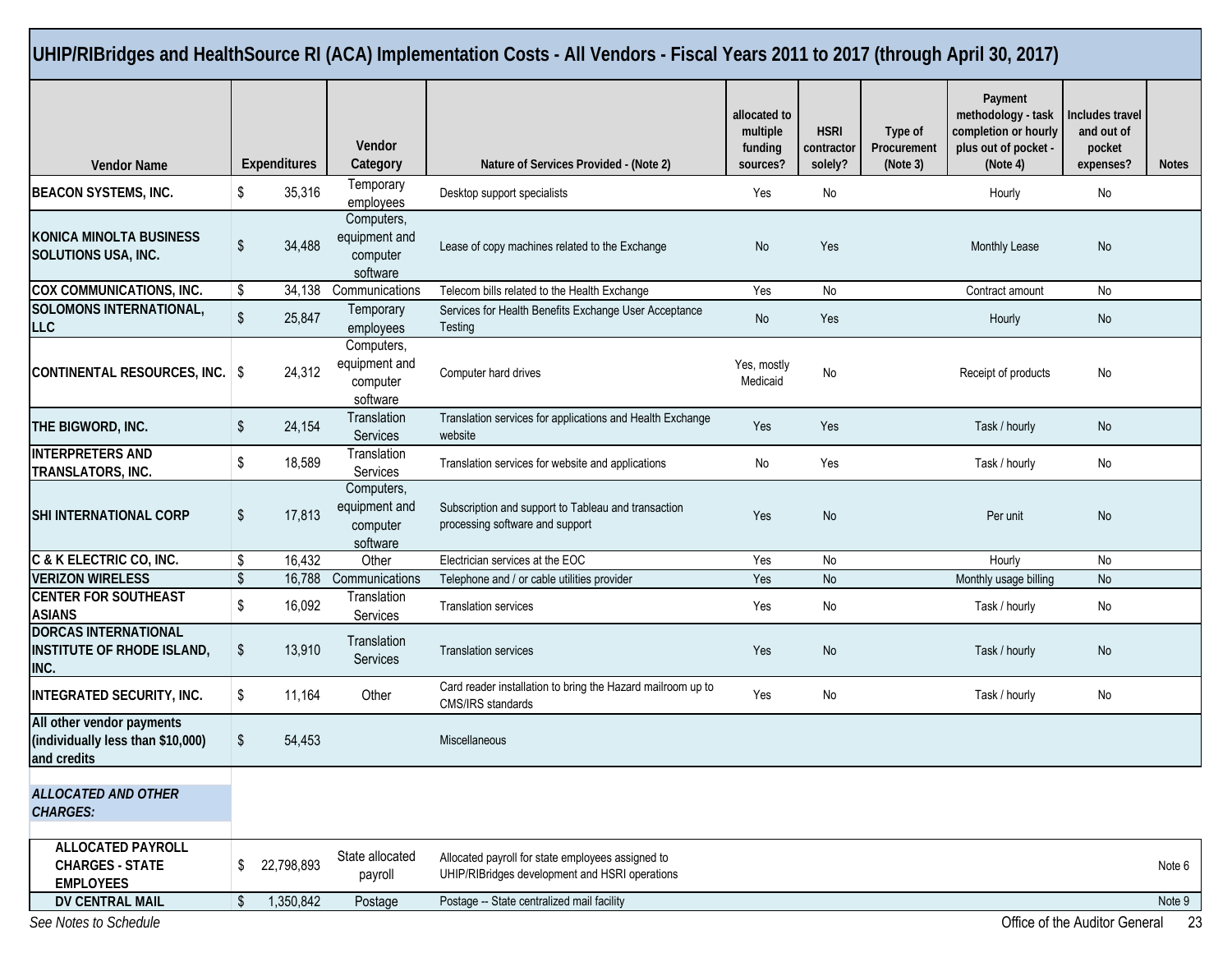# UHIP/RIBridges and HealthSource RI (ACA) Implementation Costs - All Vendors - Fiscal Years 2011 to 2017 (through April 30, 2017)

| Vendor Name | Expenditures | Vendor Category | Nature of Services Provided - (Note 2) | allocated to multiple funding sources? | HSRI contractor solely? | Type of Procurement (Note 3) | Payment methodology - task completion or hourly plus out of pocket - (Note 4) | Includes travel and out of pocket expenses? | Notes |
|---|---|---|---|---|---|---|---|---|---|
| **BEACON SYSTEMS, INC.** | $ 35,316 | Temporary employees | Desktop support specialists | Yes | No | | Hourly | No | |
| **KONICA MINOLTA BUSINESS SOLUTIONS USA, INC.** | $ 34,488 | Computers, equipment and computer software | Lease of copy machines related to the Exchange | No | Yes | | Monthly Lease | No | |
| **COX COMMUNICATIONS, INC.** | $ 34,138 | Communications | Telecom bills related to the Health Exchange | Yes | No | | Contract amount | No | |
| **SOLOMONS INTERNATIONAL, LLC** | $ 25,847 | Temporary employees | Services for Health Benefits Exchange User Acceptance Testing | No | Yes | | Hourly | No | |
| **CONTINENTAL RESOURCES, INC.** | $ 24,312 | Computers, equipment and computer software | Computer hard drives | Yes, mostly Medicaid | No | | Receipt of products | No | |
| **THE BIGWORD, INC.** | $ 24,154 | Translation Services | Translation services for applications and Health Exchange website | Yes | Yes | | Task / hourly | No | |
| **INTERPRETERS AND TRANSLATORS, INC.** | $ 18,589 | Translation Services | Translation services for website and applications | No | Yes | | Task / hourly | No | |
| **SHI INTERNATIONAL CORP** | $ 17,813 | Computers, equipment and computer software | Subscription and support to Tableau and transaction processing software and support | Yes | No | | Per unit | No | |
| **C & K ELECTRIC CO, INC.** | $ 16,432 | Other | Electrician services at the EOC | Yes | No | | Hourly | No | |
| **VERIZON WIRELESS** | $ 16,788 | Communications | Telephone and / or cable utilities provider | Yes | No | | Monthly usage billing | No | |
| **CENTER FOR SOUTHEAST ASIANS** | $ 16,092 | Translation Services | Translation services | Yes | No | | Task / hourly | No | |
| **DORCAS INTERNATIONAL INSTITUTE OF RHODE ISLAND, INC.** | $ 13,910 | Translation Services | Translation services | Yes | No | | Task / hourly | No | |
| **INTEGRATED SECURITY, INC.** | $ 11,164 | Other | Card reader installation to bring the Hazard mailroom up to CMS/IRS standards | Yes | No | | Task / hourly | No | |
| **All other vendor payments (individually less than $10,000) and credits** | $ 54,453 | | Miscellaneous | | | | | | |
| ***ALLOCATED AND OTHER CHARGES:*** | | | | | | | | | |
| **ALLOCATED PAYROLL CHARGES - STATE EMPLOYEES** | $ 22,798,893 | State allocated payroll | Allocated payroll for state employees assigned to UHIP/RIBridges development and HSRI operations | | | | | | Note 6 |
| **DV CENTRAL MAIL** | $ 1,350,842 | Postage | Postage -- State centralized mail facility | | | | | | Note 9 |

*See Notes to Schedule*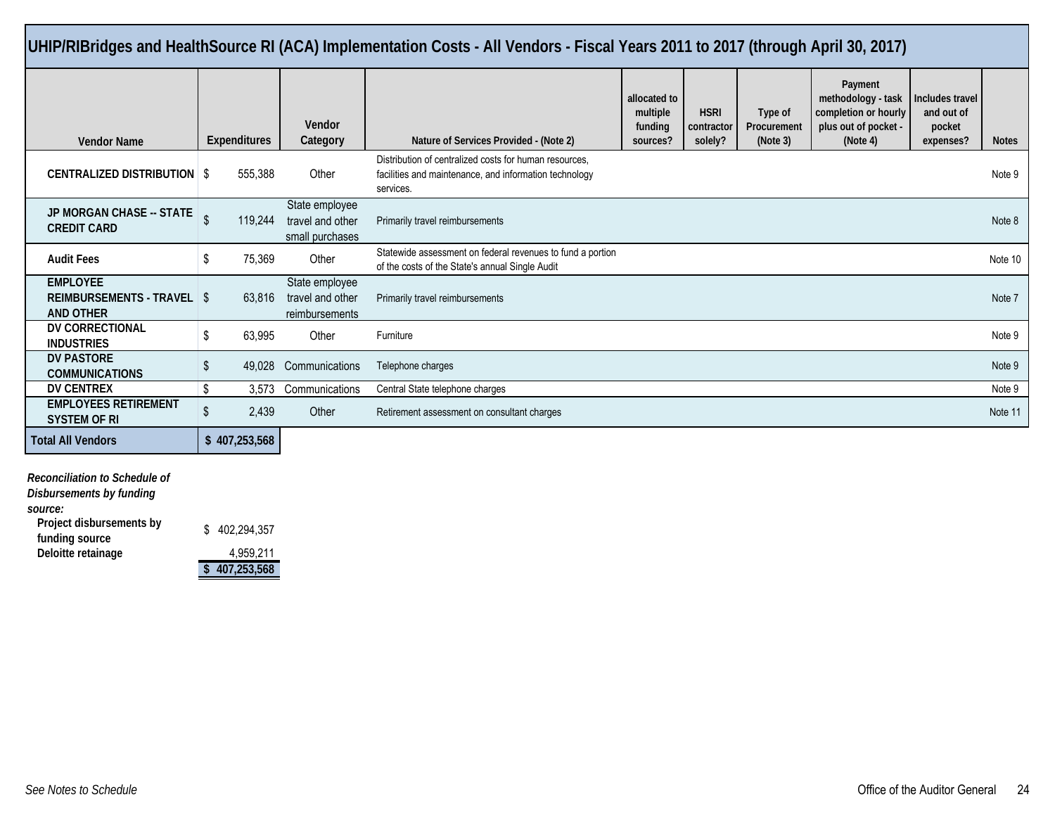## UHIP/RIBridges and HealthSource RI (ACA) Implementation Costs - All Vendors - Fiscal Years 2011 to 2017 (through April 30, 2017)

| Vendor Name | Expenditures | Vendor Category | Nature of Services Provided - (Note 2) | allocated to multiple funding sources? | HSRI contractor solely? | Type of Procurement (Note 3) | Payment methodology - task completion or hourly plus out of pocket - (Note 4) | Includes travel and out of pocket expenses? | Notes |
|---|---|---|---|---|---|---|---|---|---|
| CENTRALIZED DISTRIBUTION | $ 555,388 | Other | Distribution of centralized costs for human resources, facilities and maintenance, and information technology services. | | | | | | Note 9 |
| JP MORGAN CHASE -- STATE CREDIT CARD | $ 119,244 | State employee travel and other small purchases | Primarily travel reimbursements | | | | | | Note 8 |
| Audit Fees | $ 75,369 | Other | Statewide assessment on federal revenues to fund a portion of the costs of the State's annual Single Audit | | | | | | Note 10 |
| EMPLOYEE REIMBURSEMENTS - TRAVEL AND OTHER | $ 63,816 | State employee travel and other reimbursements | Primarily travel reimbursements | | | | | | Note 7 |
| DV CORRECTIONAL INDUSTRIES | $ 63,995 | Other | Furniture | | | | | | Note 9 |
| DV PASTORE COMMUNICATIONS | $ 49,028 | Communications | Telephone charges | | | | | | Note 9 |
| DV CENTREX | $ 3,573 | Communications | Central State telephone charges | | | | | | Note 9 |
| EMPLOYEES RETIREMENT SYSTEM OF RI | $ 2,439 | Other | Retirement assessment on consultant charges | | | | | | Note 11 |
| **Total All Vendors** | **$ 407,253,568** | | | | | | | | |

***Reconciliation to Schedule of Disbursements by funding source:***

| | |
|---|---|
| **Project disbursements by funding source** | $ 402,294,357 |
| **Deloitte retainage** | 4,959,211 |
| | **$ 407,253,568** |

*See Notes to Schedule*

Office of the Auditor General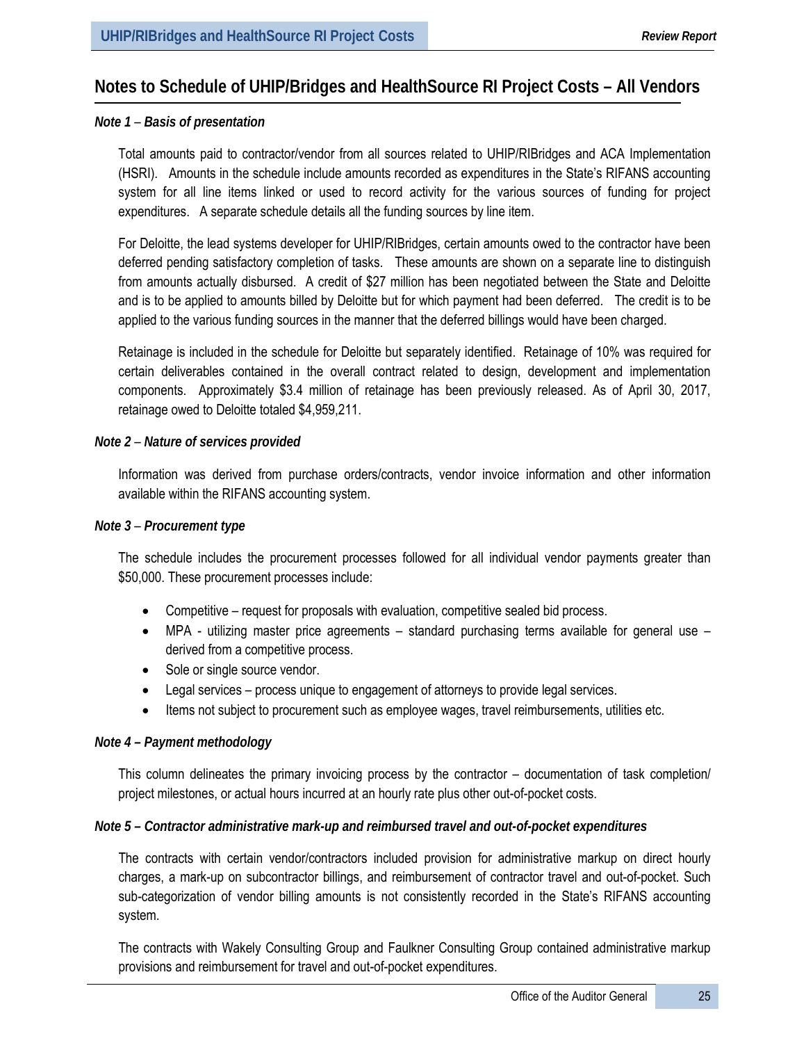## Notes to Schedule of UHIP/Bridges and HealthSource RI Project Costs – All Vendors

***Note 1** – Basis of presentation*

Total amounts paid to contractor/vendor from all sources related to UHIP/RIBridges and ACA Implementation (HSRI). Amounts in the schedule include amounts recorded as expenditures in the State's RIFANS accounting system for all line items linked or used to record activity for the various sources of funding for project expenditures. A separate schedule details all the funding sources by line item.

For Deloitte, the lead systems developer for UHIP/RIBridges, certain amounts owed to the contractor have been deferred pending satisfactory completion of tasks. These amounts are shown on a separate line to distinguish from amounts actually disbursed. A credit of $27 million has been negotiated between the State and Deloitte and is to be applied to amounts billed by Deloitte but for which payment had been deferred. The credit is to be applied to the various funding sources in the manner that the deferred billings would have been charged.

Retainage is included in the schedule for Deloitte but separately identified. Retainage of 10% was required for certain deliverables contained in the overall contract related to design, development and implementation components. Approximately $3.4 million of retainage has been previously released. As of April 30, 2017, retainage owed to Deloitte totaled $4,959,211.

***Note 2** – Nature of services provided*

Information was derived from purchase orders/contracts, vendor invoice information and other information available within the RIFANS accounting system.

***Note 3** – Procurement type*

The schedule includes the procurement processes followed for all individual vendor payments greater than $50,000. These procurement processes include:

- Competitive – request for proposals with evaluation, competitive sealed bid process.
- MPA - utilizing master price agreements – standard purchasing terms available for general use – derived from a competitive process.
- Sole or single source vendor.
- Legal services – process unique to engagement of attorneys to provide legal services.
- Items not subject to procurement such as employee wages, travel reimbursements, utilities etc.

***Note 4 – Payment methodology***

This column delineates the primary invoicing process by the contractor – documentation of task completion/ project milestones, or actual hours incurred at an hourly rate plus other out-of-pocket costs.

***Note 5 – Contractor administrative mark-up and reimbursed travel and out-of-pocket expenditures***

The contracts with certain vendor/contractors included provision for administrative markup on direct hourly charges, a mark-up on subcontractor billings, and reimbursement of contractor travel and out-of-pocket. Such sub-categorization of vendor billing amounts is not consistently recorded in the State's RIFANS accounting system.

The contracts with Wakely Consulting Group and Faulkner Consulting Group contained administrative markup provisions and reimbursement for travel and out-of-pocket expenditures.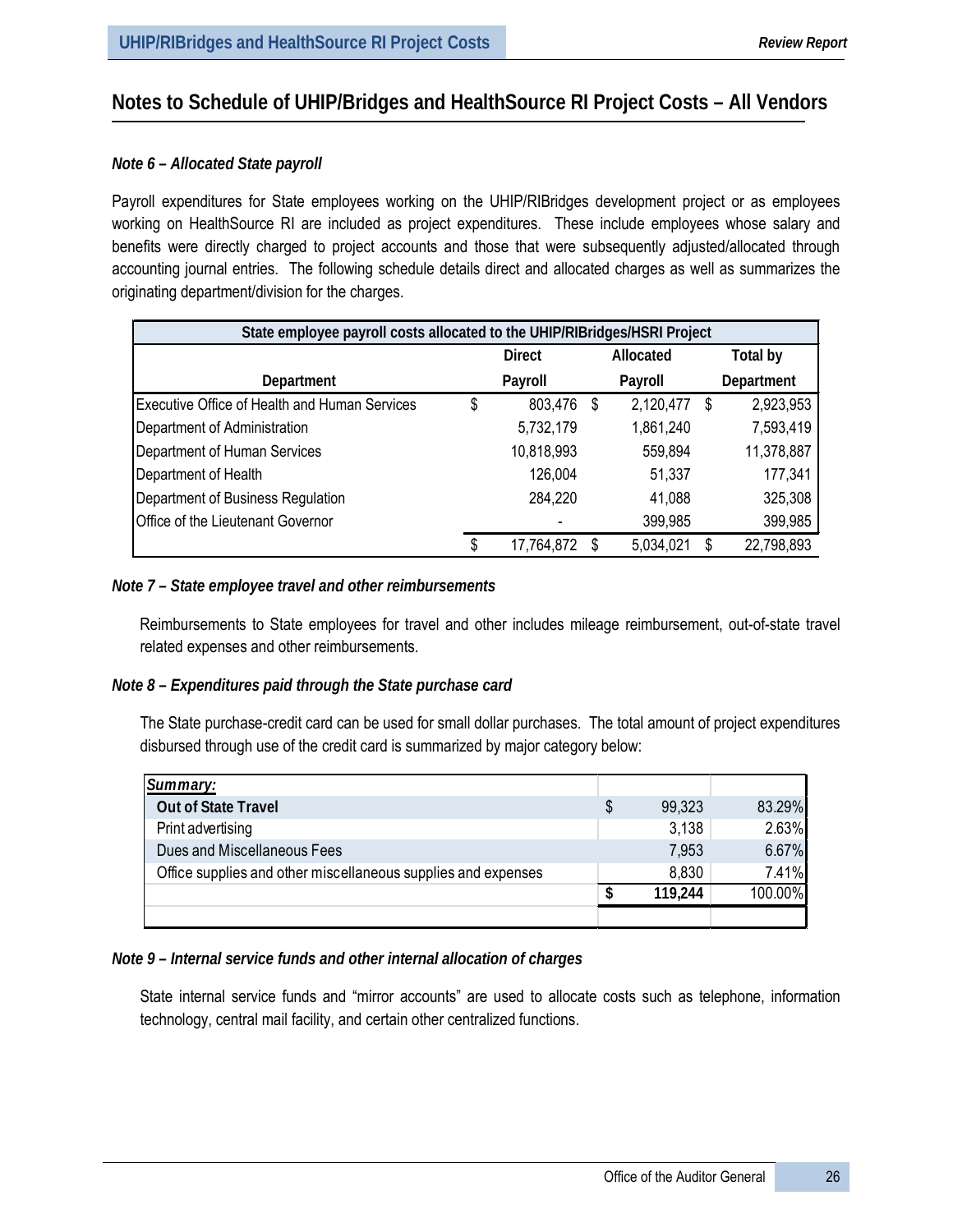## Notes to Schedule of UHIP/Bridges and HealthSource RI Project Costs – All Vendors

### *Note 6 – Allocated State payroll*

Payroll expenditures for State employees working on the UHIP/RIBridges development project or as employees working on HealthSource RI are included as project expenditures. These include employees whose salary and benefits were directly charged to project accounts and those that were subsequently adjusted/allocated through accounting journal entries. The following schedule details direct and allocated charges as well as summarizes the originating department/division for the charges.

| State employee payroll costs allocated to the UHIP/RIBridges/HSRI Project | | | |
|---|---|---|---|
| Department | Direct Payroll | Allocated Payroll | Total by Department |
| Executive Office of Health and Human Services | $ 803,476 | $ 2,120,477 | $ 2,923,953 |
| Department of Administration | 5,732,179 | 1,861,240 | 7,593,419 |
| Department of Human Services | 10,818,993 | 559,894 | 11,378,887 |
| Department of Health | 126,004 | 51,337 | 177,341 |
| Department of Business Regulation | 284,220 | 41,088 | 325,308 |
| Office of the Lieutenant Governor | - | 399,985 | 399,985 |
| | $ 17,764,872 | $ 5,034,021 | $ 22,798,893 |

### *Note 7 – State employee travel and other reimbursements*

Reimbursements to State employees for travel and other includes mileage reimbursement, out-of-state travel related expenses and other reimbursements.

### *Note 8 – Expenditures paid through the State purchase card*

The State purchase-credit card can be used for small dollar purchases. The total amount of project expenditures disbursed through use of the credit card is summarized by major category below:

| ***Summary:*** | | |
|---|---|---|
| **Out of State Travel** | $ 99,323 | 83.29% |
| Print advertising | 3,138 | 2.63% |
| Dues and Miscellaneous Fees | 7,953 | 6.67% |
| Office supplies and other miscellaneous supplies and expenses | 8,830 | 7.41% |
| | **$ 119,244** | 100.00% |

### *Note 9 – Internal service funds and other internal allocation of charges*

State internal service funds and "mirror accounts" are used to allocate costs such as telephone, information technology, central mail facility, and certain other centralized functions.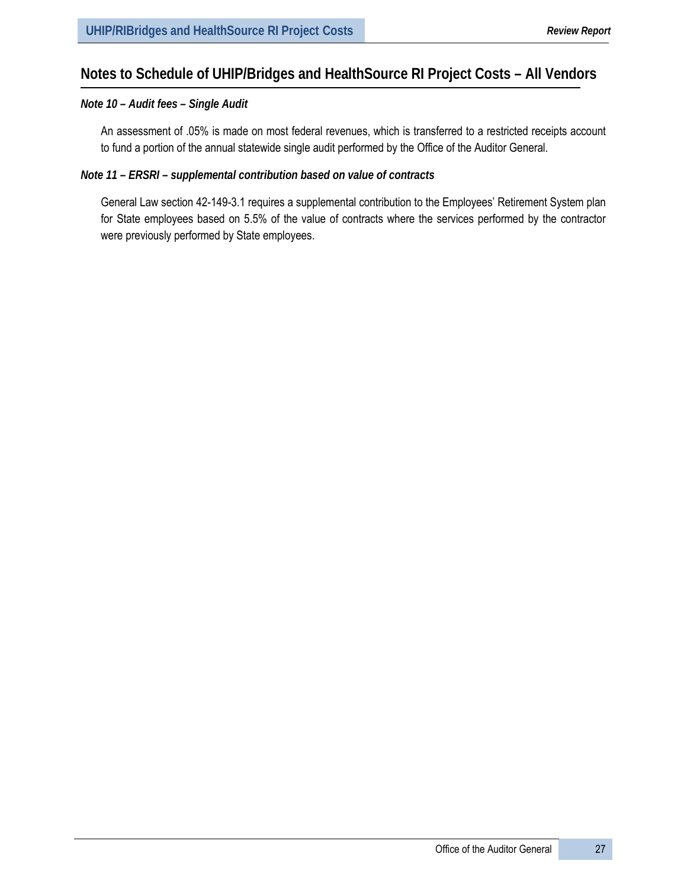## Notes to Schedule of UHIP/Bridges and HealthSource RI Project Costs – All Vendors

### *Note 10 – Audit fees – Single Audit*

An assessment of .05% is made on most federal revenues, which is transferred to a restricted receipts account to fund a portion of the annual statewide single audit performed by the Office of the Auditor General.

### *Note 11 – ERSRI – supplemental contribution based on value of contracts*

General Law section 42-149-3.1 requires a supplemental contribution to the Employees' Retirement System plan for State employees based on 5.5% of the value of contracts where the services performed by the contractor were previously performed by State employees.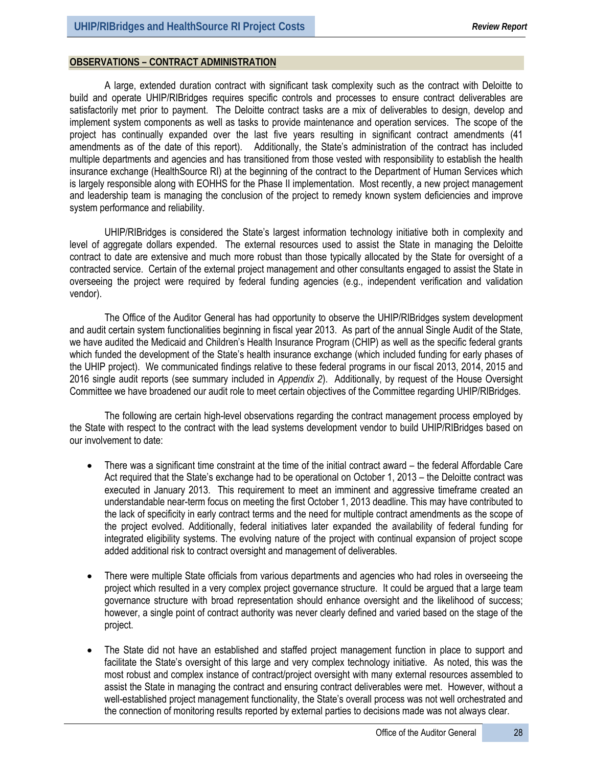## OBSERVATIONS – CONTRACT ADMINISTRATION

A large, extended duration contract with significant task complexity such as the contract with Deloitte to build and operate UHIP/RIBridges requires specific controls and processes to ensure contract deliverables are satisfactorily met prior to payment. The Deloitte contract tasks are a mix of deliverables to design, develop and implement system components as well as tasks to provide maintenance and operation services. The scope of the project has continually expanded over the last five years resulting in significant contract amendments (41 amendments as of the date of this report). Additionally, the State's administration of the contract has included multiple departments and agencies and has transitioned from those vested with responsibility to establish the health insurance exchange (HealthSource RI) at the beginning of the contract to the Department of Human Services which is largely responsible along with EOHHS for the Phase II implementation. Most recently, a new project management and leadership team is managing the conclusion of the project to remedy known system deficiencies and improve system performance and reliability.

UHIP/RIBridges is considered the State's largest information technology initiative both in complexity and level of aggregate dollars expended. The external resources used to assist the State in managing the Deloitte contract to date are extensive and much more robust than those typically allocated by the State for oversight of a contracted service. Certain of the external project management and other consultants engaged to assist the State in overseeing the project were required by federal funding agencies (e.g., independent verification and validation vendor).

The Office of the Auditor General has had opportunity to observe the UHIP/RIBridges system development and audit certain system functionalities beginning in fiscal year 2013. As part of the annual Single Audit of the State, we have audited the Medicaid and Children's Health Insurance Program (CHIP) as well as the specific federal grants which funded the development of the State's health insurance exchange (which included funding for early phases of the UHIP project). We communicated findings relative to these federal programs in our fiscal 2013, 2014, 2015 and 2016 single audit reports (see summary included in *Appendix 2*). Additionally, by request of the House Oversight Committee we have broadened our audit role to meet certain objectives of the Committee regarding UHIP/RIBridges.

The following are certain high-level observations regarding the contract management process employed by the State with respect to the contract with the lead systems development vendor to build UHIP/RIBridges based on our involvement to date:

- There was a significant time constraint at the time of the initial contract award – the federal Affordable Care Act required that the State's exchange had to be operational on October 1, 2013 – the Deloitte contract was executed in January 2013. This requirement to meet an imminent and aggressive timeframe created an understandable near-term focus on meeting the first October 1, 2013 deadline. This may have contributed to the lack of specificity in early contract terms and the need for multiple contract amendments as the scope of the project evolved. Additionally, federal initiatives later expanded the availability of federal funding for integrated eligibility systems. The evolving nature of the project with continual expansion of project scope added additional risk to contract oversight and management of deliverables.

- There were multiple State officials from various departments and agencies who had roles in overseeing the project which resulted in a very complex project governance structure. It could be argued that a large team governance structure with broad representation should enhance oversight and the likelihood of success; however, a single point of contract authority was never clearly defined and varied based on the stage of the project.

- The State did not have an established and staffed project management function in place to support and facilitate the State's oversight of this large and very complex technology initiative. As noted, this was the most robust and complex instance of contract/project oversight with many external resources assembled to assist the State in managing the contract and ensuring contract deliverables were met. However, without a well-established project management functionality, the State's overall process was not well orchestrated and the connection of monitoring results reported by external parties to decisions made was not always clear.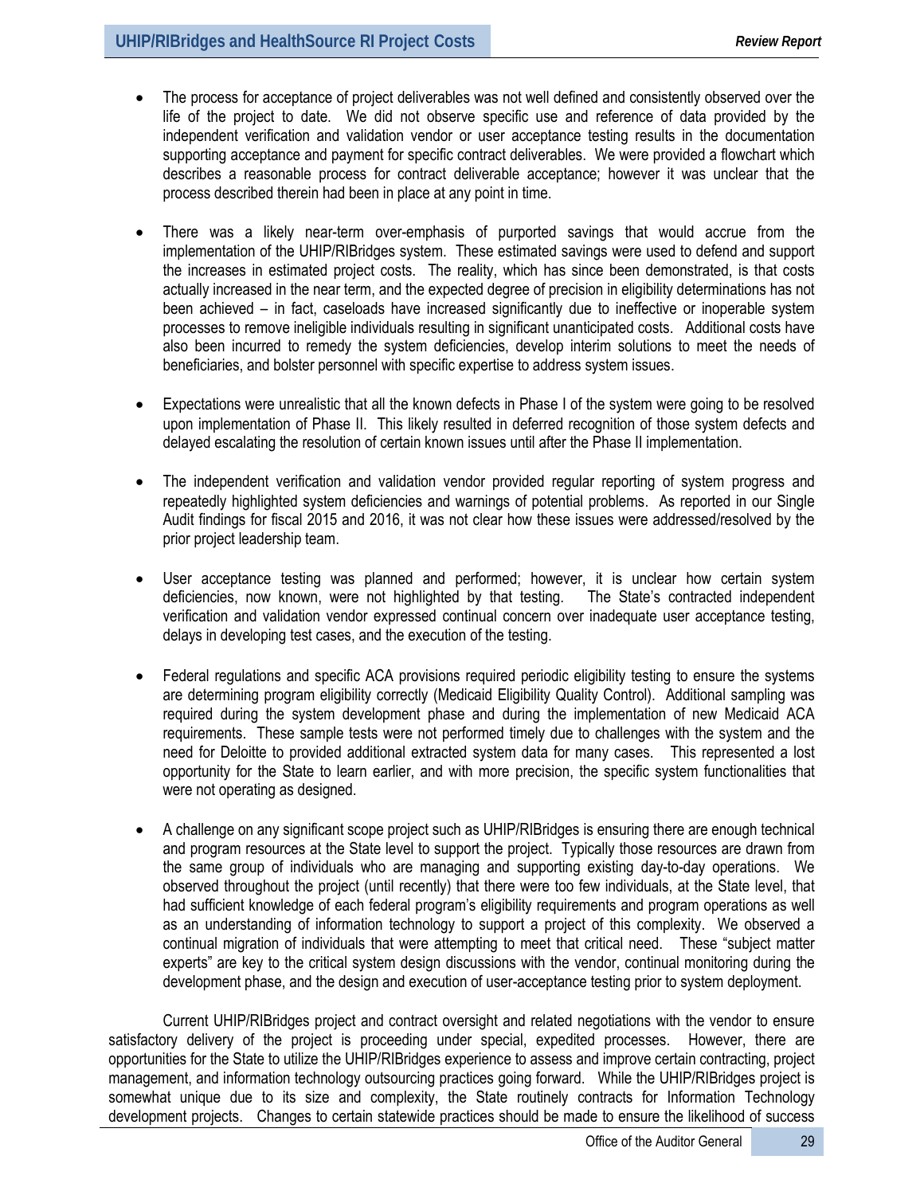- The process for acceptance of project deliverables was not well defined and consistently observed over the life of the project to date. We did not observe specific use and reference of data provided by the independent verification and validation vendor or user acceptance testing results in the documentation supporting acceptance and payment for specific contract deliverables. We were provided a flowchart which describes a reasonable process for contract deliverable acceptance; however it was unclear that the process described therein had been in place at any point in time.

- There was a likely near-term over-emphasis of purported savings that would accrue from the implementation of the UHIP/RIBridges system. These estimated savings were used to defend and support the increases in estimated project costs. The reality, which has since been demonstrated, is that costs actually increased in the near term, and the expected degree of precision in eligibility determinations has not been achieved – in fact, caseloads have increased significantly due to ineffective or inoperable system processes to remove ineligible individuals resulting in significant unanticipated costs. Additional costs have also been incurred to remedy the system deficiencies, develop interim solutions to meet the needs of beneficiaries, and bolster personnel with specific expertise to address system issues.

- Expectations were unrealistic that all the known defects in Phase I of the system were going to be resolved upon implementation of Phase II. This likely resulted in deferred recognition of those system defects and delayed escalating the resolution of certain known issues until after the Phase II implementation.

- The independent verification and validation vendor provided regular reporting of system progress and repeatedly highlighted system deficiencies and warnings of potential problems. As reported in our Single Audit findings for fiscal 2015 and 2016, it was not clear how these issues were addressed/resolved by the prior project leadership team.

- User acceptance testing was planned and performed; however, it is unclear how certain system deficiencies, now known, were not highlighted by that testing. The State's contracted independent verification and validation vendor expressed continual concern over inadequate user acceptance testing, delays in developing test cases, and the execution of the testing.

- Federal regulations and specific ACA provisions required periodic eligibility testing to ensure the systems are determining program eligibility correctly (Medicaid Eligibility Quality Control). Additional sampling was required during the system development phase and during the implementation of new Medicaid ACA requirements. These sample tests were not performed timely due to challenges with the system and the need for Deloitte to provided additional extracted system data for many cases. This represented a lost opportunity for the State to learn earlier, and with more precision, the specific system functionalities that were not operating as designed.

- A challenge on any significant scope project such as UHIP/RIBridges is ensuring there are enough technical and program resources at the State level to support the project. Typically those resources are drawn from the same group of individuals who are managing and supporting existing day-to-day operations. We observed throughout the project (until recently) that there were too few individuals, at the State level, that had sufficient knowledge of each federal program's eligibility requirements and program operations as well as an understanding of information technology to support a project of this complexity. We observed a continual migration of individuals that were attempting to meet that critical need. These "subject matter experts" are key to the critical system design discussions with the vendor, continual monitoring during the development phase, and the design and execution of user-acceptance testing prior to system deployment.

Current UHIP/RIBridges project and contract oversight and related negotiations with the vendor to ensure satisfactory delivery of the project is proceeding under special, expedited processes. However, there are opportunities for the State to utilize the UHIP/RIBridges experience to assess and improve certain contracting, project management, and information technology outsourcing practices going forward. While the UHIP/RIBridges project is somewhat unique due to its size and complexity, the State routinely contracts for Information Technology development projects. Changes to certain statewide practices should be made to ensure the likelihood of success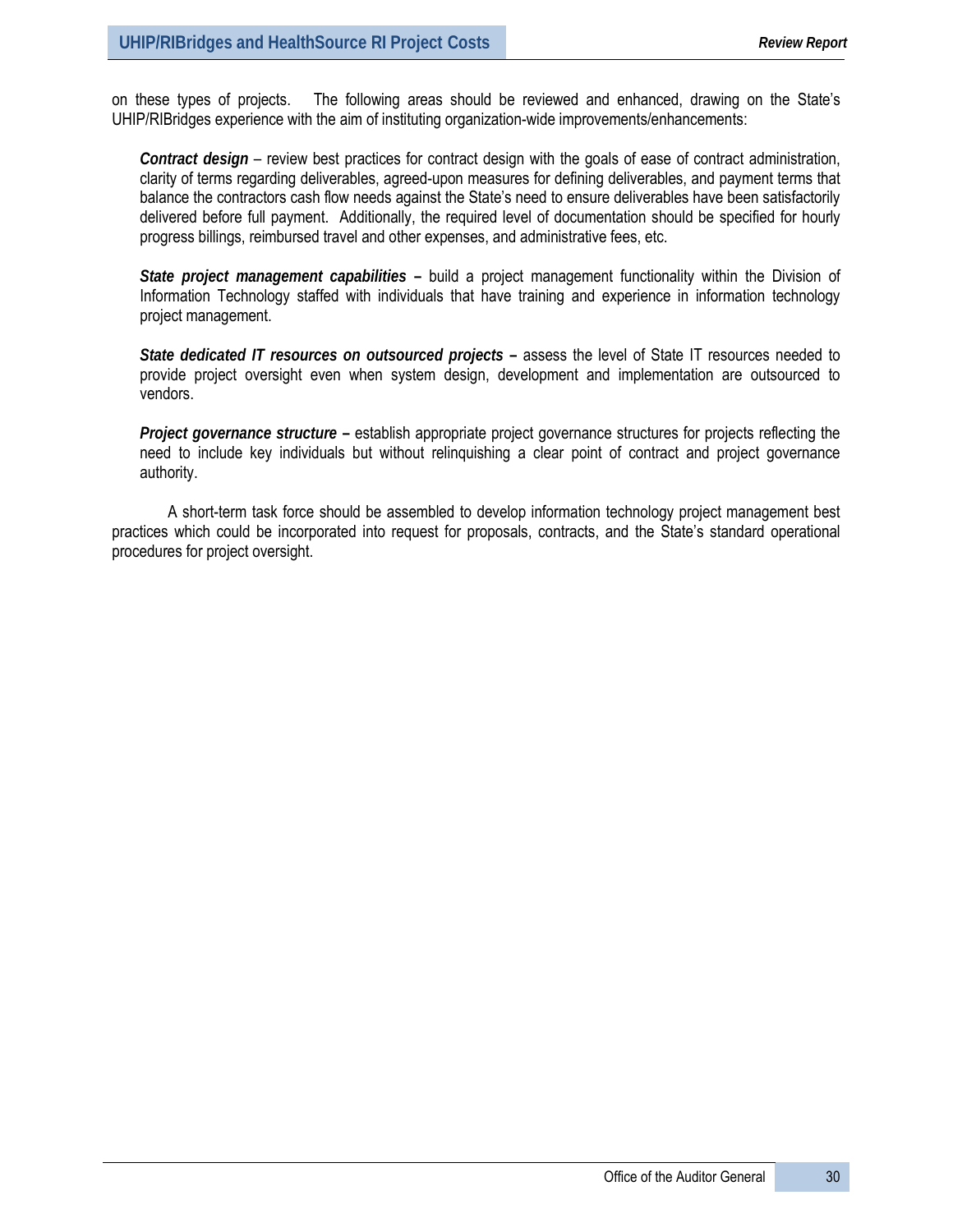on these types of projects. The following areas should be reviewed and enhanced, drawing on the State's UHIP/RIBridges experience with the aim of instituting organization-wide improvements/enhancements:

***Contract design*** – review best practices for contract design with the goals of ease of contract administration, clarity of terms regarding deliverables, agreed-upon measures for defining deliverables, and payment terms that balance the contractors cash flow needs against the State's need to ensure deliverables have been satisfactorily delivered before full payment. Additionally, the required level of documentation should be specified for hourly progress billings, reimbursed travel and other expenses, and administrative fees, etc.

***State project management capabilities*** **–** build a project management functionality within the Division of Information Technology staffed with individuals that have training and experience in information technology project management.

***State dedicated IT resources on outsourced projects*** **–** assess the level of State IT resources needed to provide project oversight even when system design, development and implementation are outsourced to vendors.

***Project governance structure*** **–** establish appropriate project governance structures for projects reflecting the need to include key individuals but without relinquishing a clear point of contract and project governance authority.

A short-term task force should be assembled to develop information technology project management best practices which could be incorporated into request for proposals, contracts, and the State's standard operational procedures for project oversight.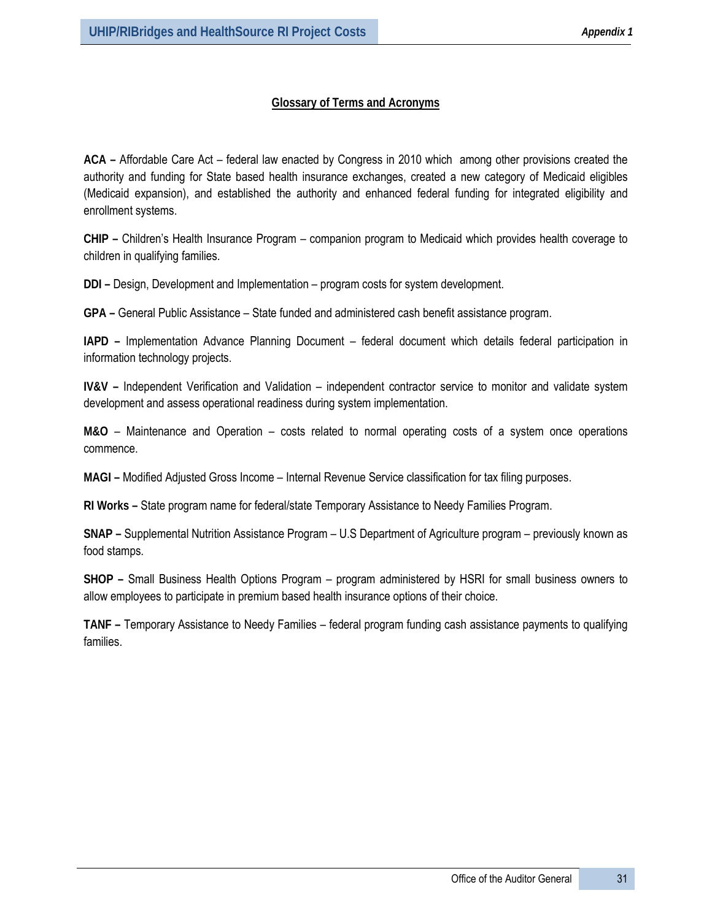## Glossary of Terms and Acronyms

**ACA –** Affordable Care Act – federal law enacted by Congress in 2010 which among other provisions created the authority and funding for State based health insurance exchanges, created a new category of Medicaid eligibles (Medicaid expansion), and established the authority and enhanced federal funding for integrated eligibility and enrollment systems.

**CHIP –** Children's Health Insurance Program – companion program to Medicaid which provides health coverage to children in qualifying families.

**DDI –** Design, Development and Implementation – program costs for system development.

**GPA –** General Public Assistance – State funded and administered cash benefit assistance program.

**IAPD –** Implementation Advance Planning Document – federal document which details federal participation in information technology projects.

**IV&V –** Independent Verification and Validation – independent contractor service to monitor and validate system development and assess operational readiness during system implementation.

**M&O** – Maintenance and Operation – costs related to normal operating costs of a system once operations commence.

**MAGI –** Modified Adjusted Gross Income – Internal Revenue Service classification for tax filing purposes.

**RI Works –** State program name for federal/state Temporary Assistance to Needy Families Program.

**SNAP –** Supplemental Nutrition Assistance Program – U.S Department of Agriculture program – previously known as food stamps.

**SHOP –** Small Business Health Options Program – program administered by HSRI for small business owners to allow employees to participate in premium based health insurance options of their choice.

**TANF –** Temporary Assistance to Needy Families – federal program funding cash assistance payments to qualifying families.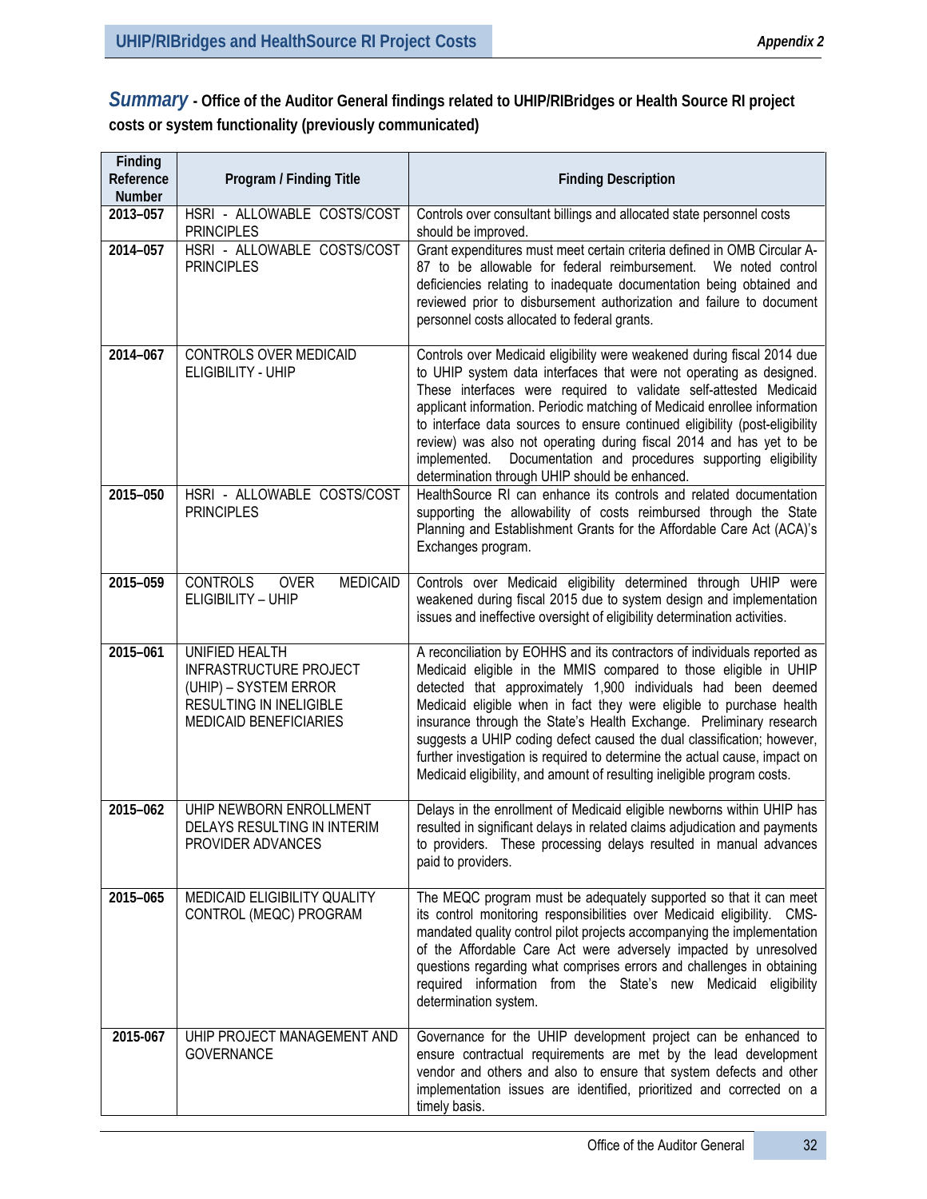## *Summary* - Office of the Auditor General findings related to UHIP/RIBridges or Health Source RI project costs or system functionality (previously communicated)

| Finding Reference Number | Program / Finding Title | Finding Description |
|---|---|---|
| 2013–057 | HSRI - ALLOWABLE COSTS/COST PRINCIPLES | Controls over consultant billings and allocated state personnel costs should be improved. |
| 2014–057 | HSRI - ALLOWABLE COSTS/COST PRINCIPLES | Grant expenditures must meet certain criteria defined in OMB Circular A-87 to be allowable for federal reimbursement. We noted control deficiencies relating to inadequate documentation being obtained and reviewed prior to disbursement authorization and failure to document personnel costs allocated to federal grants. |
| 2014–067 | CONTROLS OVER MEDICAID ELIGIBILITY - UHIP | Controls over Medicaid eligibility were weakened during fiscal 2014 due to UHIP system data interfaces that were not operating as designed. These interfaces were required to validate self-attested Medicaid applicant information. Periodic matching of Medicaid enrollee information to interface data sources to ensure continued eligibility (post-eligibility review) was also not operating during fiscal 2014 and has yet to be implemented. Documentation and procedures supporting eligibility determination through UHIP should be enhanced. |
| 2015–050 | HSRI - ALLOWABLE COSTS/COST PRINCIPLES | HealthSource RI can enhance its controls and related documentation supporting the allowability of costs reimbursed through the State Planning and Establishment Grants for the Affordable Care Act (ACA)'s Exchanges program. |
| 2015–059 | CONTROLS OVER MEDICAID ELIGIBILITY – UHIP | Controls over Medicaid eligibility determined through UHIP were weakened during fiscal 2015 due to system design and implementation issues and ineffective oversight of eligibility determination activities. |
| 2015–061 | UNIFIED HEALTH INFRASTRUCTURE PROJECT (UHIP) – SYSTEM ERROR RESULTING IN INELIGIBLE MEDICAID BENEFICIARIES | A reconciliation by EOHHS and its contractors of individuals reported as Medicaid eligible in the MMIS compared to those eligible in UHIP detected that approximately 1,900 individuals had been deemed Medicaid eligible when in fact they were eligible to purchase health insurance through the State's Health Exchange. Preliminary research suggests a UHIP coding defect caused the dual classification; however, further investigation is required to determine the actual cause, impact on Medicaid eligibility, and amount of resulting ineligible program costs. |
| 2015–062 | UHIP NEWBORN ENROLLMENT DELAYS RESULTING IN INTERIM PROVIDER ADVANCES | Delays in the enrollment of Medicaid eligible newborns within UHIP has resulted in significant delays in related claims adjudication and payments to providers. These processing delays resulted in manual advances paid to providers. |
| 2015–065 | MEDICAID ELIGIBILITY QUALITY CONTROL (MEQC) PROGRAM | The MEQC program must be adequately supported so that it can meet its control monitoring responsibilities over Medicaid eligibility. CMS-mandated quality control pilot projects accompanying the implementation of the Affordable Care Act were adversely impacted by unresolved questions regarding what comprises errors and challenges in obtaining required information from the State's new Medicaid eligibility determination system. |
| 2015-067 | UHIP PROJECT MANAGEMENT AND GOVERNANCE | Governance for the UHIP development project can be enhanced to ensure contractual requirements are met by the lead development vendor and others and also to ensure that system defects and other implementation issues are identified, prioritized and corrected on a timely basis. |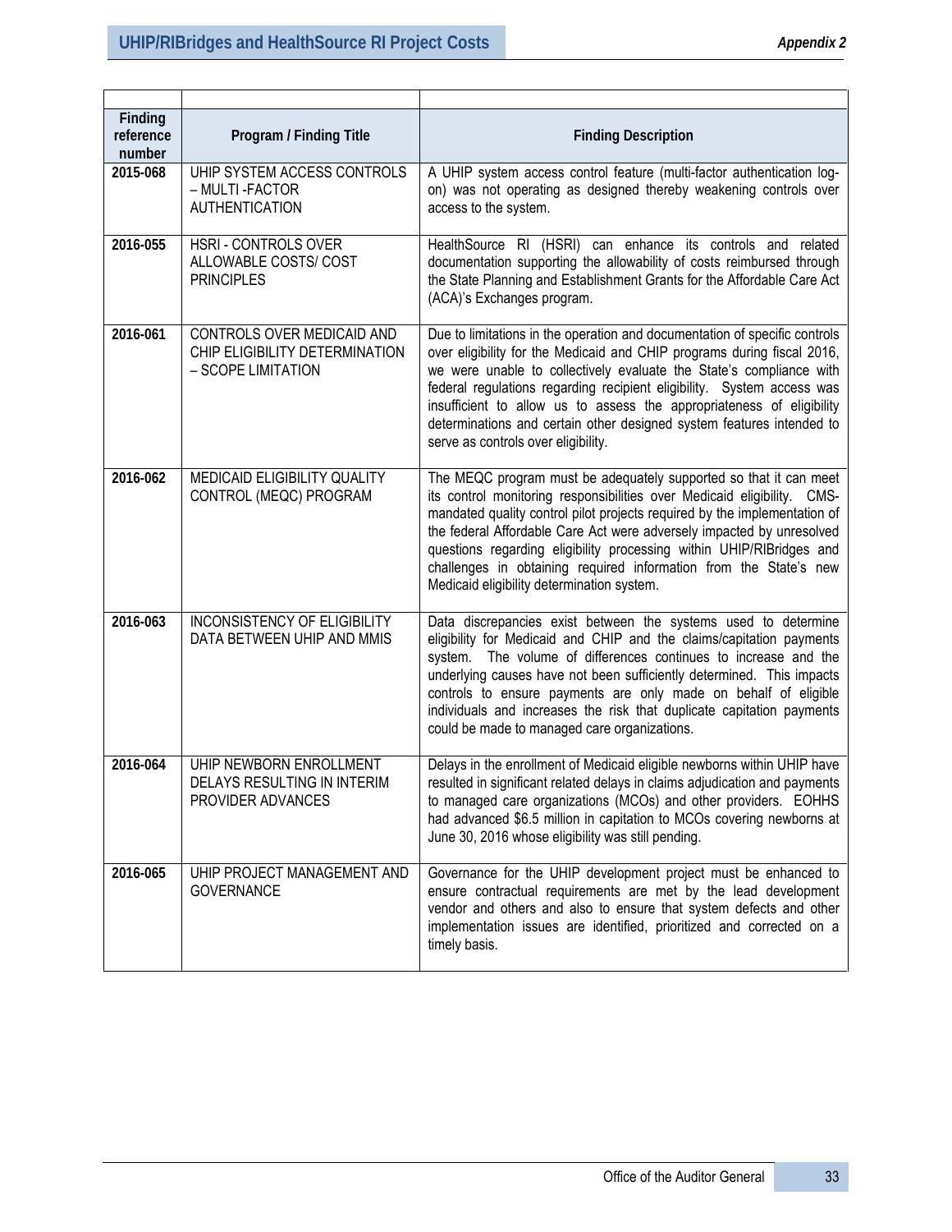| Finding reference number | Program / Finding Title | Finding Description |
|---|---|---|
| 2015-068 | UHIP SYSTEM ACCESS CONTROLS – MULTI -FACTOR AUTHENTICATION | A UHIP system access control feature (multi-factor authentication log-on) was not operating as designed thereby weakening controls over access to the system. |
| 2016-055 | HSRI - CONTROLS OVER ALLOWABLE COSTS/ COST PRINCIPLES | HealthSource RI (HSRI) can enhance its controls and related documentation supporting the allowability of costs reimbursed through the State Planning and Establishment Grants for the Affordable Care Act (ACA)'s Exchanges program. |
| 2016-061 | CONTROLS OVER MEDICAID AND CHIP ELIGIBILITY DETERMINATION – SCOPE LIMITATION | Due to limitations in the operation and documentation of specific controls over eligibility for the Medicaid and CHIP programs during fiscal 2016, we were unable to collectively evaluate the State's compliance with federal regulations regarding recipient eligibility. System access was insufficient to allow us to assess the appropriateness of eligibility determinations and certain other designed system features intended to serve as controls over eligibility. |
| 2016-062 | MEDICAID ELIGIBILITY QUALITY CONTROL (MEQC) PROGRAM | The MEQC program must be adequately supported so that it can meet its control monitoring responsibilities over Medicaid eligibility. CMS-mandated quality control pilot projects required by the implementation of the federal Affordable Care Act were adversely impacted by unresolved questions regarding eligibility processing within UHIP/RIBridges and challenges in obtaining required information from the State's new Medicaid eligibility determination system. |
| 2016-063 | INCONSISTENCY OF ELIGIBILITY DATA BETWEEN UHIP AND MMIS | Data discrepancies exist between the systems used to determine eligibility for Medicaid and CHIP and the claims/capitation payments system. The volume of differences continues to increase and the underlying causes have not been sufficiently determined. This impacts controls to ensure payments are only made on behalf of eligible individuals and increases the risk that duplicate capitation payments could be made to managed care organizations. |
| 2016-064 | UHIP NEWBORN ENROLLMENT DELAYS RESULTING IN INTERIM PROVIDER ADVANCES | Delays in the enrollment of Medicaid eligible newborns within UHIP have resulted in significant related delays in claims adjudication and payments to managed care organizations (MCOs) and other providers. EOHHS had advanced $6.5 million in capitation to MCOs covering newborns at June 30, 2016 whose eligibility was still pending. |
| 2016-065 | UHIP PROJECT MANAGEMENT AND GOVERNANCE | Governance for the UHIP development project must be enhanced to ensure contractual requirements are met by the lead development vendor and others and also to ensure that system defects and other implementation issues are identified, prioritized and corrected on a timely basis. |